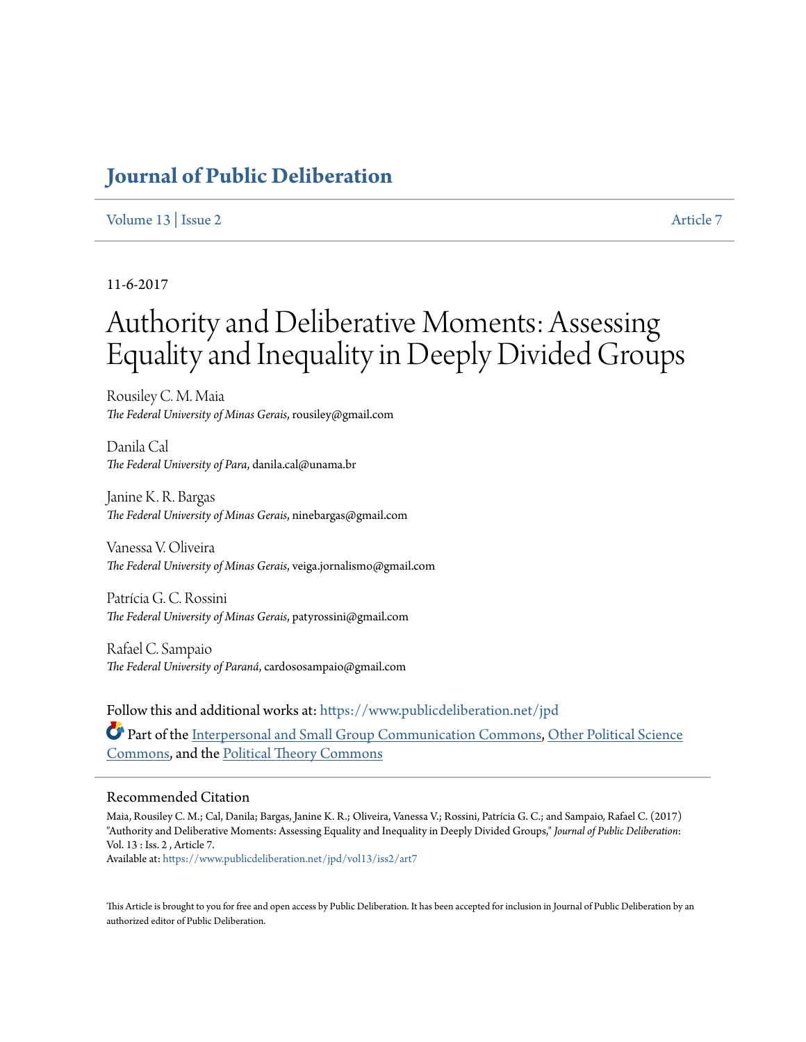# Journal of Public Deliberation

Volume 13 | Issue 2 Article 7

11-6-2017

# Authority and Deliberative Moments: Assessing Equality and Inequality in Deeply Divided Groups

Rousiley C. M. Maia
*The Federal University of Minas Gerais*, rousiley@gmail.com

Danila Cal
*The Federal University of Para*, danila.cal@unama.br

Janine K. R. Bargas
*The Federal University of Minas Gerais*, ninebargas@gmail.com

Vanessa V. Oliveira
*The Federal University of Minas Gerais*, veiga.jornalismo@gmail.com

Patrícia G. C. Rossini
*The Federal University of Minas Gerais*, patyrossini@gmail.com

Rafael C. Sampaio
*The Federal University of Paraná*, cardososampaio@gmail.com

Follow this and additional works at: https://www.publicdeliberation.net/jpd

Part of the Interpersonal and Small Group Communication Commons, Other Political Science Commons, and the Political Theory Commons

## Recommended Citation

Maia, Rousiley C. M.; Cal, Danila; Bargas, Janine K. R.; Oliveira, Vanessa V.; Rossini, Patrícia G. C.; and Sampaio, Rafael C. (2017) "Authority and Deliberative Moments: Assessing Equality and Inequality in Deeply Divided Groups," *Journal of Public Deliberation*: Vol. 13 : Iss. 2 , Article 7.
Available at: https://www.publicdeliberation.net/jpd/vol13/iss2/art7

This Article is brought to you for free and open access by Public Deliberation. It has been accepted for inclusion in Journal of Public Deliberation by an authorized editor of Public Deliberation.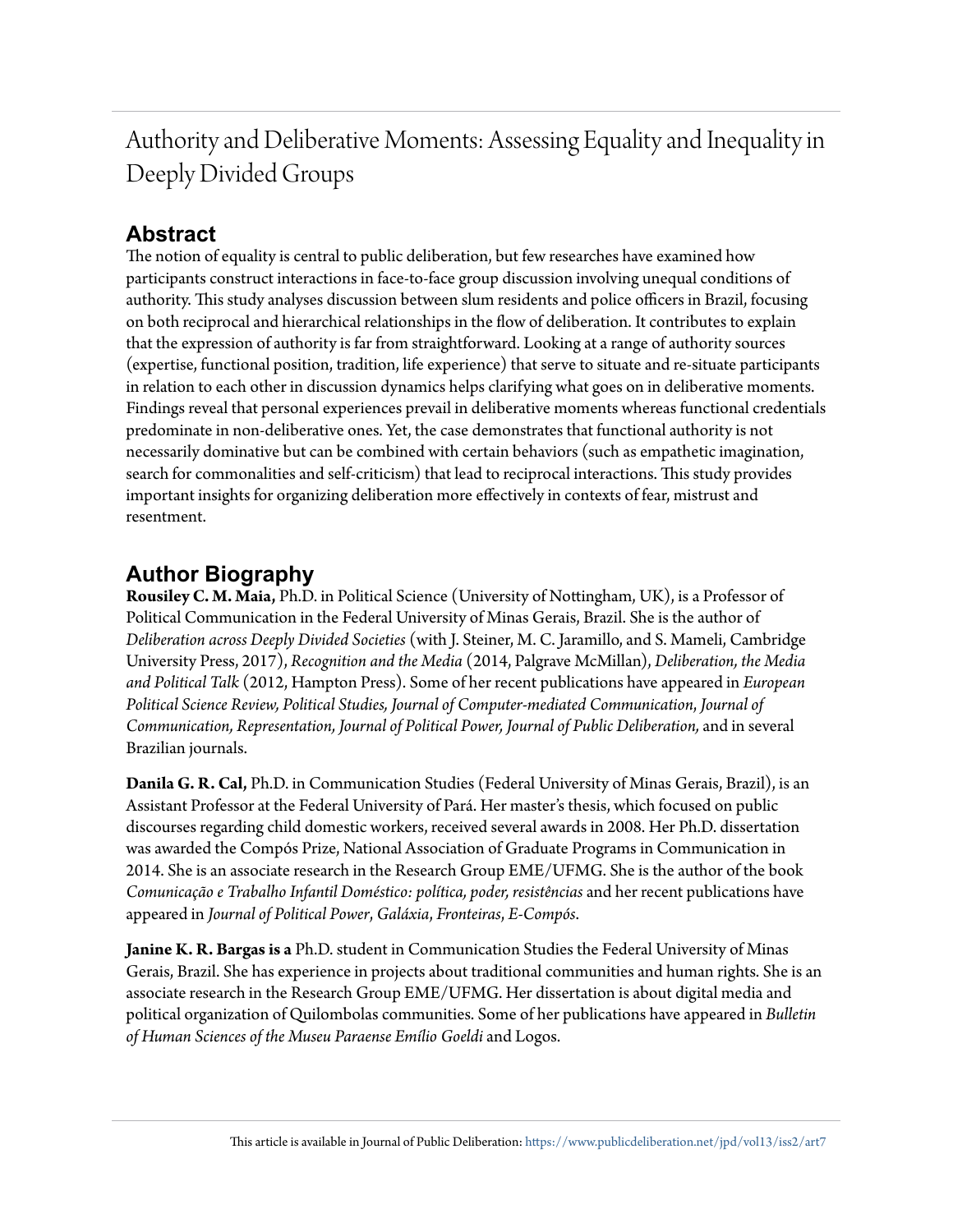# Authority and Deliberative Moments: Assessing Equality and Inequality in Deeply Divided Groups

## Abstract

The notion of equality is central to public deliberation, but few researches have examined how participants construct interactions in face-to-face group discussion involving unequal conditions of authority. This study analyses discussion between slum residents and police officers in Brazil, focusing on both reciprocal and hierarchical relationships in the flow of deliberation. It contributes to explain that the expression of authority is far from straightforward. Looking at a range of authority sources (expertise, functional position, tradition, life experience) that serve to situate and re-situate participants in relation to each other in discussion dynamics helps clarifying what goes on in deliberative moments. Findings reveal that personal experiences prevail in deliberative moments whereas functional credentials predominate in non-deliberative ones. Yet, the case demonstrates that functional authority is not necessarily dominative but can be combined with certain behaviors (such as empathetic imagination, search for commonalities and self-criticism) that lead to reciprocal interactions. This study provides important insights for organizing deliberation more effectively in contexts of fear, mistrust and resentment.

## Author Biography

**Rousiley C. M. Maia,** Ph.D. in Political Science (University of Nottingham, UK), is a Professor of Political Communication in the Federal University of Minas Gerais, Brazil. She is the author of *Deliberation across Deeply Divided Societies* (with J. Steiner, M. C. Jaramillo, and S. Mameli, Cambridge University Press, 2017), *Recognition and the Media* (2014, Palgrave McMillan), *Deliberation, the Media and Political Talk* (2012, Hampton Press). Some of her recent publications have appeared in *European Political Science Review, Political Studies, Journal of Computer-mediated Communication*, *Journal of Communication, Representation, Journal of Political Power, Journal of Public Deliberation,* and in several Brazilian journals.

**Danila G. R. Cal,** Ph.D. in Communication Studies (Federal University of Minas Gerais, Brazil), is an Assistant Professor at the Federal University of Pará. Her master's thesis, which focused on public discourses regarding child domestic workers, received several awards in 2008. Her Ph.D. dissertation was awarded the Compós Prize, National Association of Graduate Programs in Communication in 2014. She is an associate research in the Research Group EME/UFMG. She is the author of the book *Comunicação e Trabalho Infantil Doméstico: política, poder, resistências* and her recent publications have appeared in *Journal of Political Power*, *Galáxia*, *Fronteiras*, *E-Compós*.

**Janine K. R. Bargas is a** Ph.D. student in Communication Studies the Federal University of Minas Gerais, Brazil. She has experience in projects about traditional communities and human rights. She is an associate research in the Research Group EME/UFMG. Her dissertation is about digital media and political organization of Quilombolas communities. Some of her publications have appeared in *Bulletin of Human Sciences of the Museu Paraense Emílio Goeldi* and Logos.

This article is available in Journal of Public Deliberation: https://www.publicdeliberation.net/jpd/vol13/iss2/art7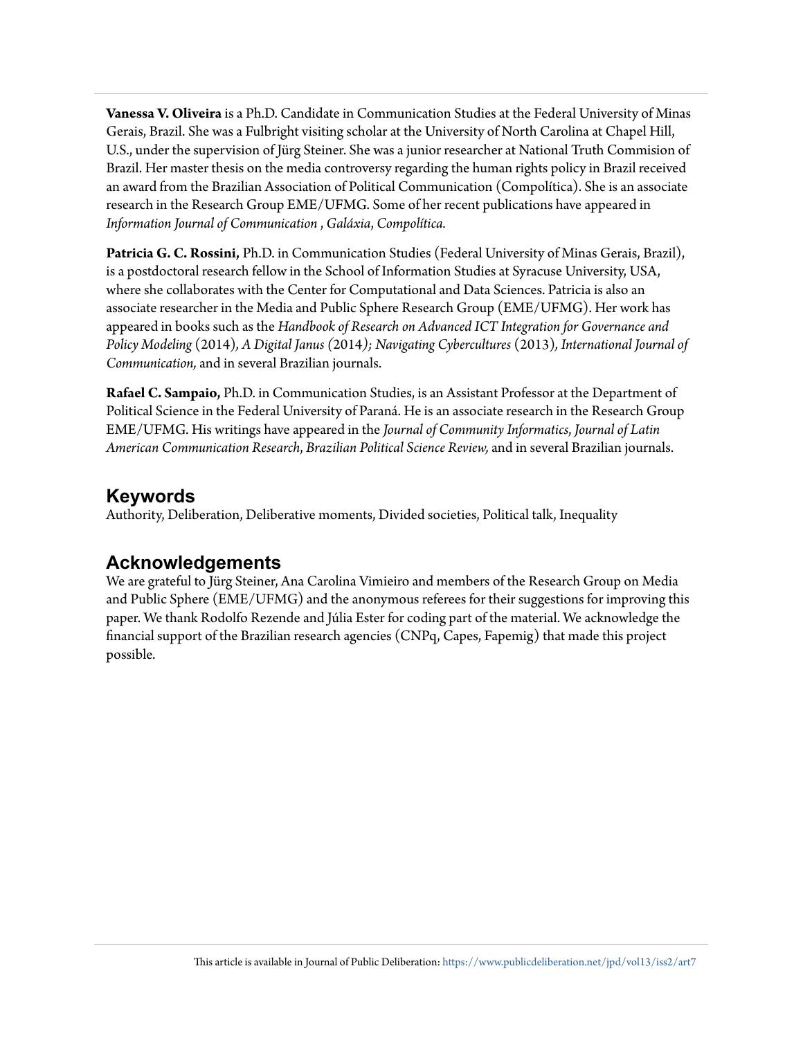**Vanessa V. Oliveira** is a Ph.D. Candidate in Communication Studies at the Federal University of Minas Gerais, Brazil. She was a Fulbright visiting scholar at the University of North Carolina at Chapel Hill, U.S., under the supervision of Jürg Steiner. She was a junior researcher at National Truth Commision of Brazil. Her master thesis on the media controversy regarding the human rights policy in Brazil received an award from the Brazilian Association of Political Communication (Compolítica). She is an associate research in the Research Group EME/UFMG. Some of her recent publications have appeared in *Information Journal of Communication* , *Galáxia*, *Compolítica*.

**Patricia G. C. Rossini,** Ph.D. in Communication Studies (Federal University of Minas Gerais, Brazil), is a postdoctoral research fellow in the School of Information Studies at Syracuse University, USA, where she collaborates with the Center for Computational and Data Sciences. Patricia is also an associate researcher in the Media and Public Sphere Research Group (EME/UFMG). Her work has appeared in books such as the *Handbook of Research on Advanced ICT Integration for Governance and Policy Modeling* (2014)*, A Digital Janus (*2014*); Navigating Cybercultures* (2013)*, International Journal of Communication,* and in several Brazilian journals.

**Rafael C. Sampaio,** Ph.D. in Communication Studies, is an Assistant Professor at the Department of Political Science in the Federal University of Paraná. He is an associate research in the Research Group EME/UFMG. His writings have appeared in the *Journal of Community Informatics*, *Journal of Latin American Communication Research*, *Brazilian Political Science Review,* and in several Brazilian journals.

## Keywords

Authority, Deliberation, Deliberative moments, Divided societies, Political talk, Inequality

## Acknowledgements

We are grateful to Jürg Steiner, Ana Carolina Vimieiro and members of the Research Group on Media and Public Sphere (EME/UFMG) and the anonymous referees for their suggestions for improving this paper. We thank Rodolfo Rezende and Júlia Ester for coding part of the material. We acknowledge the financial support of the Brazilian research agencies (CNPq, Capes, Fapemig) that made this project possible.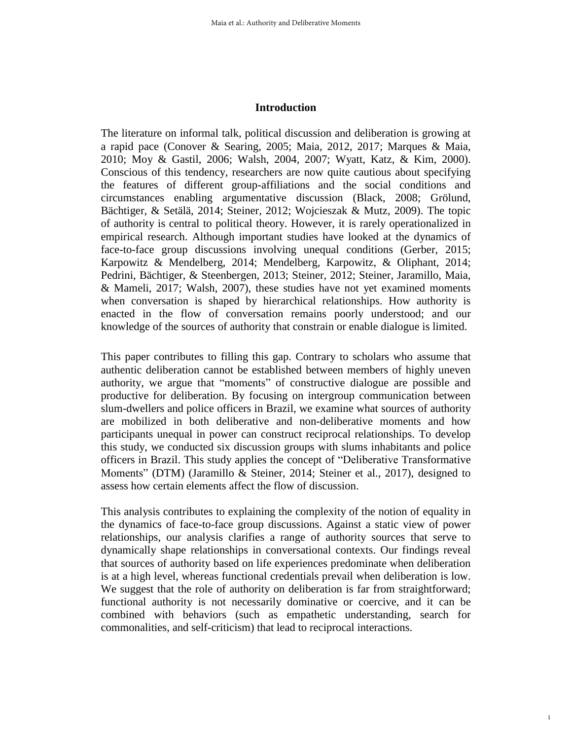## Introduction

The literature on informal talk, political discussion and deliberation is growing at a rapid pace (Conover & Searing, 2005; Maia, 2012, 2017; Marques & Maia, 2010; Moy & Gastil, 2006; Walsh, 2004, 2007; Wyatt, Katz, & Kim, 2000). Conscious of this tendency, researchers are now quite cautious about specifying the features of different group-affiliations and the social conditions and circumstances enabling argumentative discussion (Black, 2008; Grölund, Bächtiger, & Setälä, 2014; Steiner, 2012; Wojcieszak & Mutz, 2009). The topic of authority is central to political theory. However, it is rarely operationalized in empirical research. Although important studies have looked at the dynamics of face-to-face group discussions involving unequal conditions (Gerber, 2015; Karpowitz & Mendelberg, 2014; Mendelberg, Karpowitz, & Oliphant, 2014; Pedrini, Bächtiger, & Steenbergen, 2013; Steiner, 2012; Steiner, Jaramillo, Maia, & Mameli, 2017; Walsh, 2007), these studies have not yet examined moments when conversation is shaped by hierarchical relationships. How authority is enacted in the flow of conversation remains poorly understood; and our knowledge of the sources of authority that constrain or enable dialogue is limited.

This paper contributes to filling this gap. Contrary to scholars who assume that authentic deliberation cannot be established between members of highly uneven authority, we argue that "moments" of constructive dialogue are possible and productive for deliberation. By focusing on intergroup communication between slum-dwellers and police officers in Brazil, we examine what sources of authority are mobilized in both deliberative and non-deliberative moments and how participants unequal in power can construct reciprocal relationships. To develop this study, we conducted six discussion groups with slums inhabitants and police officers in Brazil. This study applies the concept of "Deliberative Transformative Moments" (DTM) (Jaramillo & Steiner, 2014; Steiner et al., 2017), designed to assess how certain elements affect the flow of discussion.

This analysis contributes to explaining the complexity of the notion of equality in the dynamics of face-to-face group discussions. Against a static view of power relationships, our analysis clarifies a range of authority sources that serve to dynamically shape relationships in conversational contexts. Our findings reveal that sources of authority based on life experiences predominate when deliberation is at a high level, whereas functional credentials prevail when deliberation is low. We suggest that the role of authority on deliberation is far from straightforward; functional authority is not necessarily dominative or coercive, and it can be combined with behaviors (such as empathetic understanding, search for commonalities, and self-criticism) that lead to reciprocal interactions.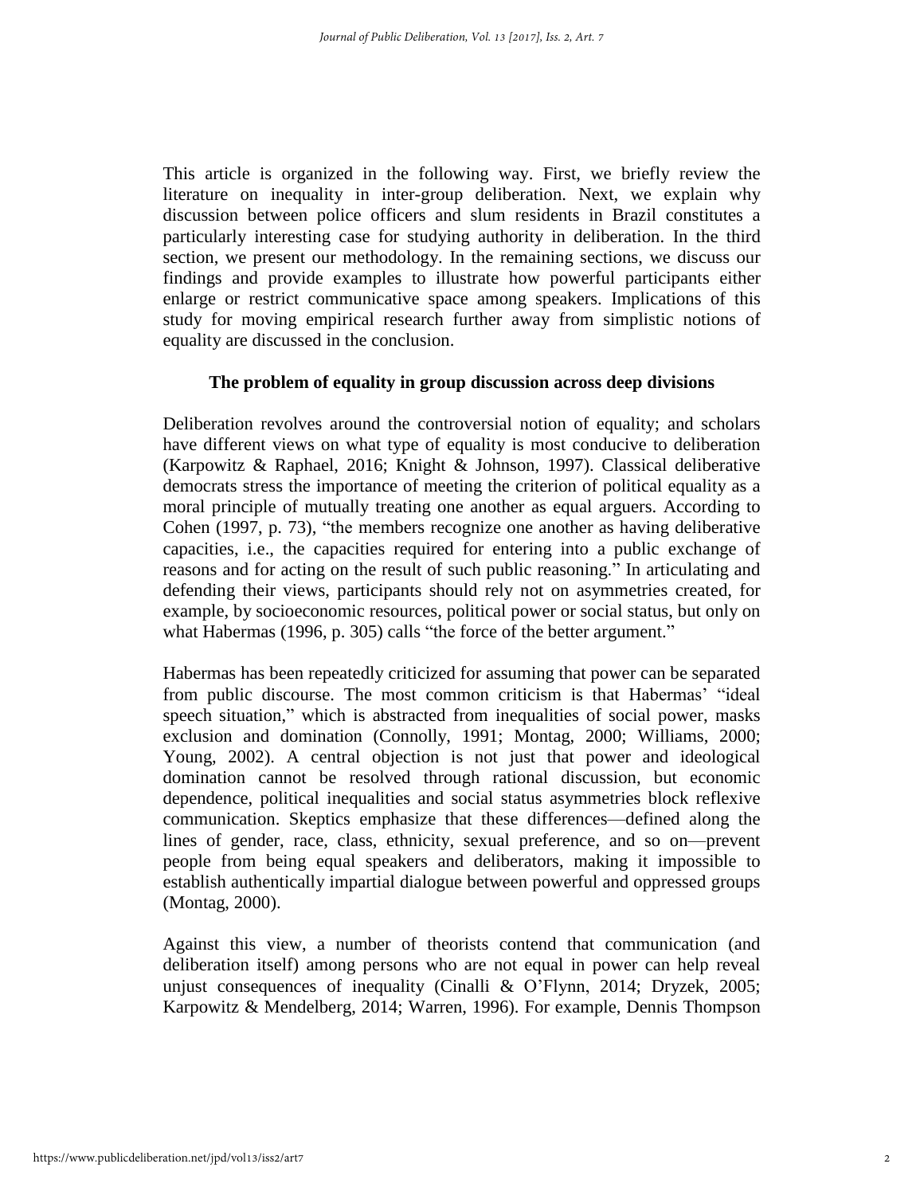This article is organized in the following way. First, we briefly review the literature on inequality in inter-group deliberation. Next, we explain why discussion between police officers and slum residents in Brazil constitutes a particularly interesting case for studying authority in deliberation. In the third section, we present our methodology. In the remaining sections, we discuss our findings and provide examples to illustrate how powerful participants either enlarge or restrict communicative space among speakers. Implications of this study for moving empirical research further away from simplistic notions of equality are discussed in the conclusion.

## The problem of equality in group discussion across deep divisions

Deliberation revolves around the controversial notion of equality; and scholars have different views on what type of equality is most conducive to deliberation (Karpowitz & Raphael, 2016; Knight & Johnson, 1997). Classical deliberative democrats stress the importance of meeting the criterion of political equality as a moral principle of mutually treating one another as equal arguers. According to Cohen (1997, p. 73), "the members recognize one another as having deliberative capacities, i.e., the capacities required for entering into a public exchange of reasons and for acting on the result of such public reasoning." In articulating and defending their views, participants should rely not on asymmetries created, for example, by socioeconomic resources, political power or social status, but only on what Habermas (1996, p. 305) calls "the force of the better argument."

Habermas has been repeatedly criticized for assuming that power can be separated from public discourse. The most common criticism is that Habermas' "ideal speech situation," which is abstracted from inequalities of social power, masks exclusion and domination (Connolly, 1991; Montag, 2000; Williams, 2000; Young, 2002). A central objection is not just that power and ideological domination cannot be resolved through rational discussion, but economic dependence, political inequalities and social status asymmetries block reflexive communication. Skeptics emphasize that these differences—defined along the lines of gender, race, class, ethnicity, sexual preference, and so on—prevent people from being equal speakers and deliberators, making it impossible to establish authentically impartial dialogue between powerful and oppressed groups (Montag, 2000).

Against this view, a number of theorists contend that communication (and deliberation itself) among persons who are not equal in power can help reveal unjust consequences of inequality (Cinalli & O'Flynn, 2014; Dryzek, 2005; Karpowitz & Mendelberg, 2014; Warren, 1996). For example, Dennis Thompson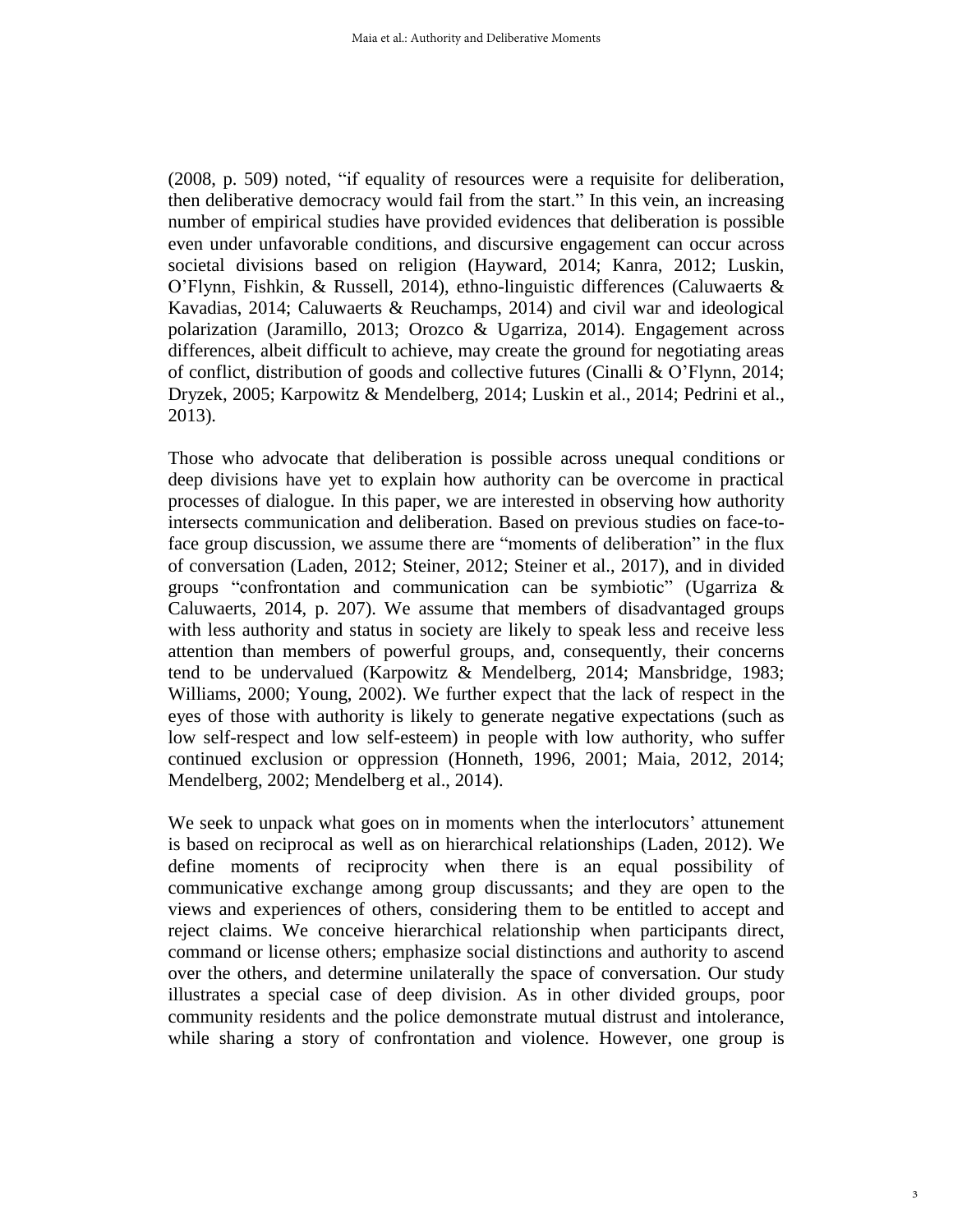(2008, p. 509) noted, "if equality of resources were a requisite for deliberation, then deliberative democracy would fail from the start." In this vein, an increasing number of empirical studies have provided evidences that deliberation is possible even under unfavorable conditions, and discursive engagement can occur across societal divisions based on religion (Hayward, 2014; Kanra, 2012; Luskin, O'Flynn, Fishkin, & Russell, 2014), ethno-linguistic differences (Caluwaerts & Kavadias, 2014; Caluwaerts & Reuchamps, 2014) and civil war and ideological polarization (Jaramillo, 2013; Orozco & Ugarriza, 2014). Engagement across differences, albeit difficult to achieve, may create the ground for negotiating areas of conflict, distribution of goods and collective futures (Cinalli & O'Flynn, 2014; Dryzek, 2005; Karpowitz & Mendelberg, 2014; Luskin et al., 2014; Pedrini et al., 2013).

Those who advocate that deliberation is possible across unequal conditions or deep divisions have yet to explain how authority can be overcome in practical processes of dialogue. In this paper, we are interested in observing how authority intersects communication and deliberation. Based on previous studies on face-to-face group discussion, we assume there are "moments of deliberation" in the flux of conversation (Laden, 2012; Steiner, 2012; Steiner et al., 2017), and in divided groups "confrontation and communication can be symbiotic" (Ugarriza & Caluwaerts, 2014, p. 207). We assume that members of disadvantaged groups with less authority and status in society are likely to speak less and receive less attention than members of powerful groups, and, consequently, their concerns tend to be undervalued (Karpowitz & Mendelberg, 2014; Mansbridge, 1983; Williams, 2000; Young, 2002). We further expect that the lack of respect in the eyes of those with authority is likely to generate negative expectations (such as low self-respect and low self-esteem) in people with low authority, who suffer continued exclusion or oppression (Honneth, 1996, 2001; Maia, 2012, 2014; Mendelberg, 2002; Mendelberg et al., 2014).

We seek to unpack what goes on in moments when the interlocutors' attunement is based on reciprocal as well as on hierarchical relationships (Laden, 2012). We define moments of reciprocity when there is an equal possibility of communicative exchange among group discussants; and they are open to the views and experiences of others, considering them to be entitled to accept and reject claims. We conceive hierarchical relationship when participants direct, command or license others; emphasize social distinctions and authority to ascend over the others, and determine unilaterally the space of conversation. Our study illustrates a special case of deep division. As in other divided groups, poor community residents and the police demonstrate mutual distrust and intolerance, while sharing a story of confrontation and violence. However, one group is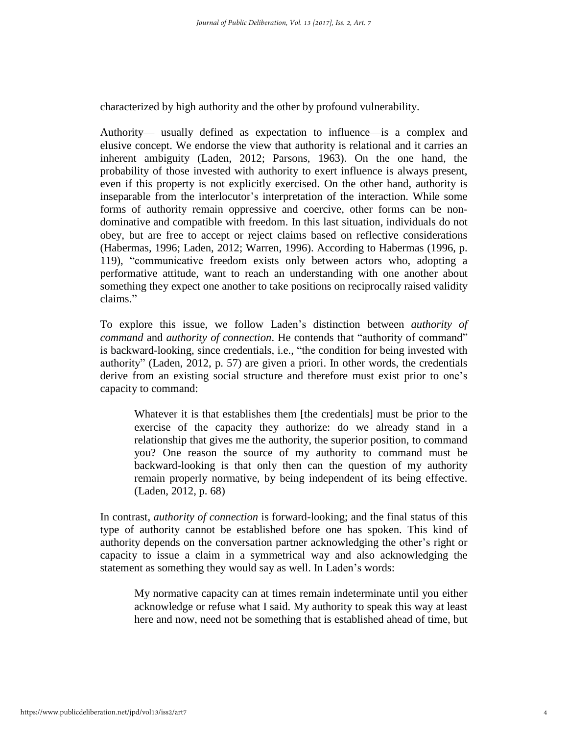characterized by high authority and the other by profound vulnerability.

Authority— usually defined as expectation to influence—is a complex and elusive concept. We endorse the view that authority is relational and it carries an inherent ambiguity (Laden, 2012; Parsons, 1963). On the one hand, the probability of those invested with authority to exert influence is always present, even if this property is not explicitly exercised. On the other hand, authority is inseparable from the interlocutor's interpretation of the interaction. While some forms of authority remain oppressive and coercive, other forms can be non-dominative and compatible with freedom. In this last situation, individuals do not obey, but are free to accept or reject claims based on reflective considerations (Habermas, 1996; Laden, 2012; Warren, 1996). According to Habermas (1996, p. 119), "communicative freedom exists only between actors who, adopting a performative attitude, want to reach an understanding with one another about something they expect one another to take positions on reciprocally raised validity claims."

To explore this issue, we follow Laden's distinction between *authority of command* and *authority of connection*. He contends that "authority of command" is backward-looking, since credentials, i.e., "the condition for being invested with authority" (Laden, 2012, p. 57) are given a priori. In other words, the credentials derive from an existing social structure and therefore must exist prior to one's capacity to command:

> Whatever it is that establishes them [the credentials] must be prior to the exercise of the capacity they authorize: do we already stand in a relationship that gives me the authority, the superior position, to command you? One reason the source of my authority to command must be backward-looking is that only then can the question of my authority remain properly normative, by being independent of its being effective. (Laden, 2012, p. 68)

In contrast, *authority of connection* is forward-looking; and the final status of this type of authority cannot be established before one has spoken. This kind of authority depends on the conversation partner acknowledging the other's right or capacity to issue a claim in a symmetrical way and also acknowledging the statement as something they would say as well. In Laden's words:

> My normative capacity can at times remain indeterminate until you either acknowledge or refuse what I said. My authority to speak this way at least here and now, need not be something that is established ahead of time, but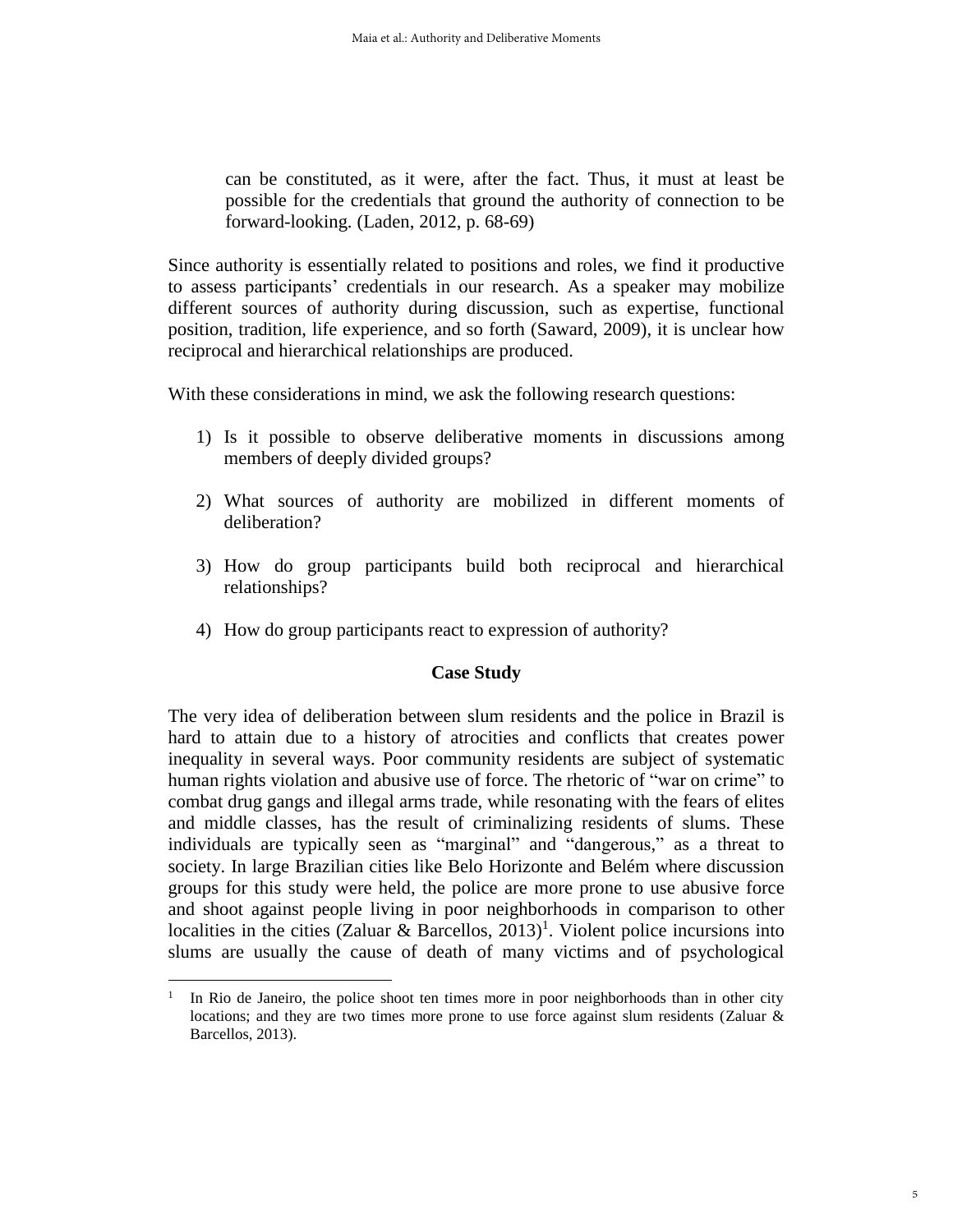> can be constituted, as it were, after the fact. Thus, it must at least be possible for the credentials that ground the authority of connection to be forward-looking. (Laden, 2012, p. 68-69)

Since authority is essentially related to positions and roles, we find it productive to assess participants' credentials in our research. As a speaker may mobilize different sources of authority during discussion, such as expertise, functional position, tradition, life experience, and so forth (Saward, 2009), it is unclear how reciprocal and hierarchical relationships are produced.

With these considerations in mind, we ask the following research questions:

1) Is it possible to observe deliberative moments in discussions among members of deeply divided groups?

2) What sources of authority are mobilized in different moments of deliberation?

3) How do group participants build both reciprocal and hierarchical relationships?

4) How do group participants react to expression of authority?

## Case Study

The very idea of deliberation between slum residents and the police in Brazil is hard to attain due to a history of atrocities and conflicts that creates power inequality in several ways. Poor community residents are subject of systematic human rights violation and abusive use of force. The rhetoric of "war on crime" to combat drug gangs and illegal arms trade, while resonating with the fears of elites and middle classes, has the result of criminalizing residents of slums. These individuals are typically seen as "marginal" and "dangerous," as a threat to society. In large Brazilian cities like Belo Horizonte and Belém where discussion groups for this study were held, the police are more prone to use abusive force and shoot against people living in poor neighborhoods in comparison to other localities in the cities (Zaluar & Barcellos, 2013)[1]. Violent police incursions into slums are usually the cause of death of many victims and of psychological

[1] In Rio de Janeiro, the police shoot ten times more in poor neighborhoods than in other city locations; and they are two times more prone to use force against slum residents (Zaluar & Barcellos, 2013).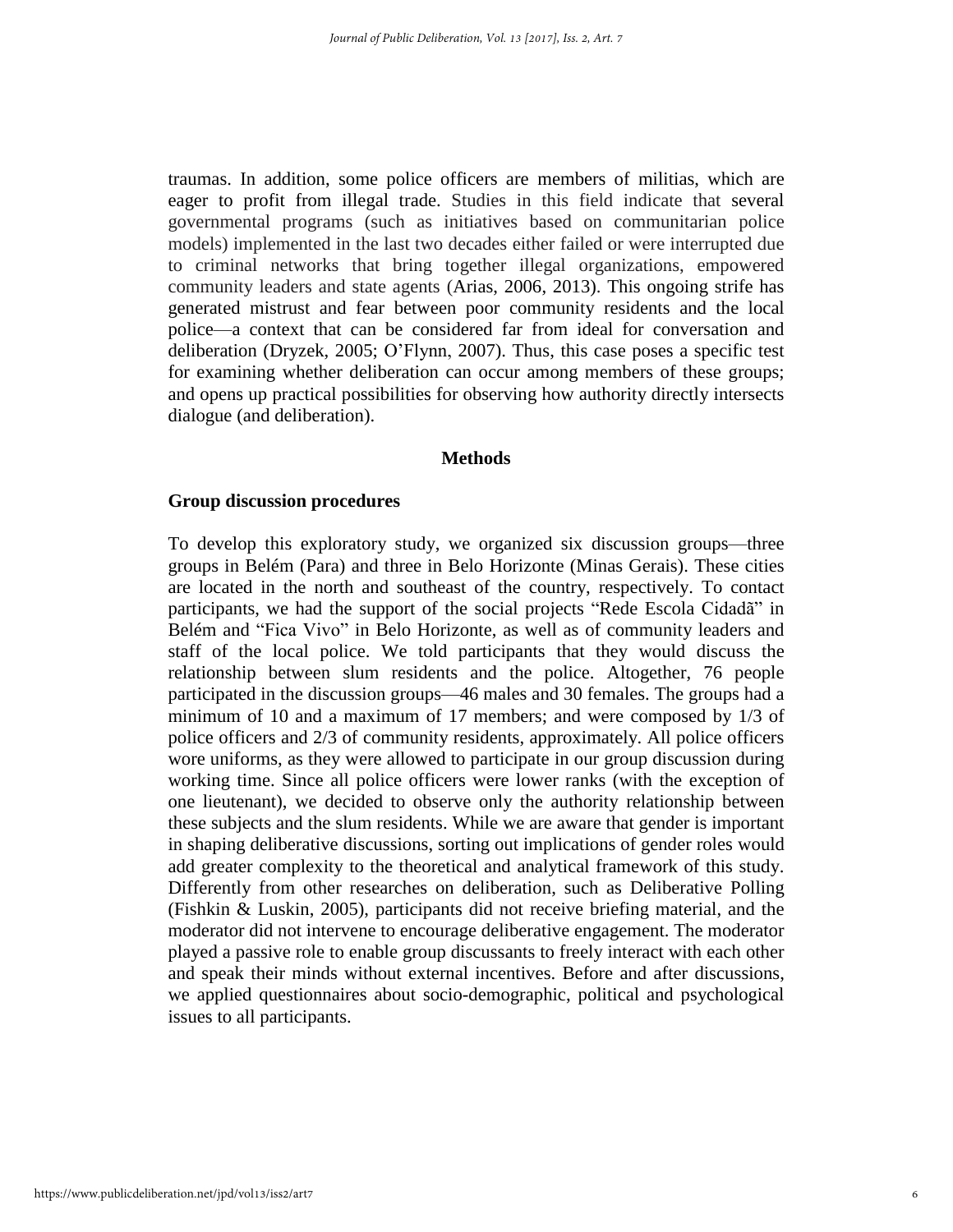traumas. In addition, some police officers are members of militias, which are eager to profit from illegal trade. Studies in this field indicate that several governmental programs (such as initiatives based on communitarian police models) implemented in the last two decades either failed or were interrupted due to criminal networks that bring together illegal organizations, empowered community leaders and state agents (Arias, 2006, 2013). This ongoing strife has generated mistrust and fear between poor community residents and the local police—a context that can be considered far from ideal for conversation and deliberation (Dryzek, 2005; O'Flynn, 2007). Thus, this case poses a specific test for examining whether deliberation can occur among members of these groups; and opens up practical possibilities for observing how authority directly intersects dialogue (and deliberation).

## Methods

### Group discussion procedures

To develop this exploratory study, we organized six discussion groups—three groups in Belém (Para) and three in Belo Horizonte (Minas Gerais). These cities are located in the north and southeast of the country, respectively. To contact participants, we had the support of the social projects "Rede Escola Cidadã" in Belém and "Fica Vivo" in Belo Horizonte, as well as of community leaders and staff of the local police. We told participants that they would discuss the relationship between slum residents and the police. Altogether, 76 people participated in the discussion groups—46 males and 30 females. The groups had a minimum of 10 and a maximum of 17 members; and were composed by 1/3 of police officers and 2/3 of community residents, approximately. All police officers wore uniforms, as they were allowed to participate in our group discussion during working time. Since all police officers were lower ranks (with the exception of one lieutenant), we decided to observe only the authority relationship between these subjects and the slum residents. While we are aware that gender is important in shaping deliberative discussions, sorting out implications of gender roles would add greater complexity to the theoretical and analytical framework of this study. Differently from other researches on deliberation, such as Deliberative Polling (Fishkin & Luskin, 2005), participants did not receive briefing material, and the moderator did not intervene to encourage deliberative engagement. The moderator played a passive role to enable group discussants to freely interact with each other and speak their minds without external incentives. Before and after discussions, we applied questionnaires about socio-demographic, political and psychological issues to all participants.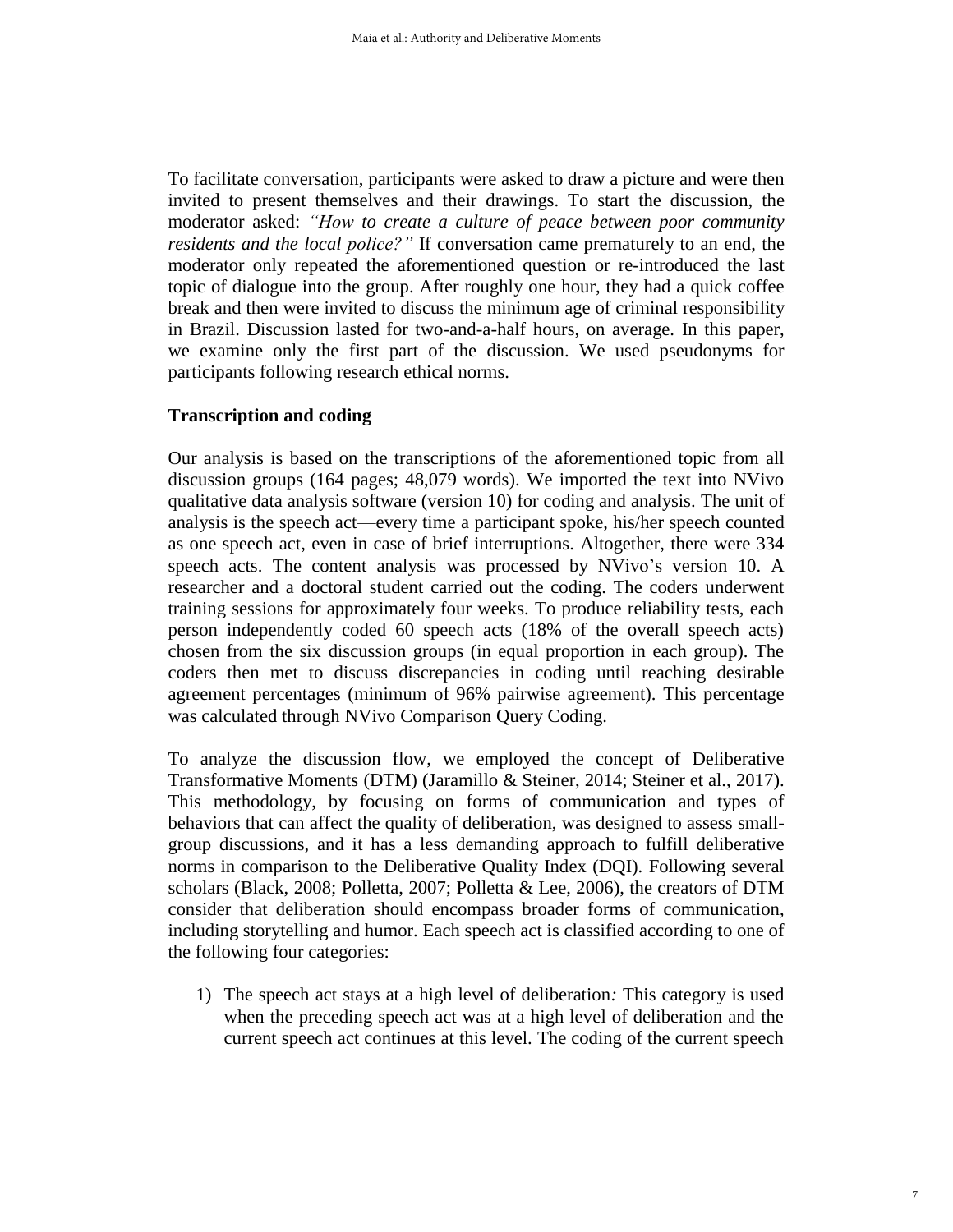To facilitate conversation, participants were asked to draw a picture and were then invited to present themselves and their drawings. To start the discussion, the moderator asked: *"How to create a culture of peace between poor community residents and the local police?"* If conversation came prematurely to an end, the moderator only repeated the aforementioned question or re-introduced the last topic of dialogue into the group. After roughly one hour, they had a quick coffee break and then were invited to discuss the minimum age of criminal responsibility in Brazil. Discussion lasted for two-and-a-half hours, on average. In this paper, we examine only the first part of the discussion. We used pseudonyms for participants following research ethical norms.

## Transcription and coding

Our analysis is based on the transcriptions of the aforementioned topic from all discussion groups (164 pages; 48,079 words). We imported the text into NVivo qualitative data analysis software (version 10) for coding and analysis. The unit of analysis is the speech act—every time a participant spoke, his/her speech counted as one speech act, even in case of brief interruptions. Altogether, there were 334 speech acts. The content analysis was processed by NVivo's version 10. A researcher and a doctoral student carried out the coding. The coders underwent training sessions for approximately four weeks. To produce reliability tests, each person independently coded 60 speech acts (18% of the overall speech acts) chosen from the six discussion groups (in equal proportion in each group). The coders then met to discuss discrepancies in coding until reaching desirable agreement percentages (minimum of 96% pairwise agreement). This percentage was calculated through NVivo Comparison Query Coding.

To analyze the discussion flow, we employed the concept of Deliberative Transformative Moments (DTM) (Jaramillo & Steiner, 2014; Steiner et al., 2017). This methodology, by focusing on forms of communication and types of behaviors that can affect the quality of deliberation, was designed to assess small-group discussions, and it has a less demanding approach to fulfill deliberative norms in comparison to the Deliberative Quality Index (DQI). Following several scholars (Black, 2008; Polletta, 2007; Polletta & Lee, 2006), the creators of DTM consider that deliberation should encompass broader forms of communication, including storytelling and humor. Each speech act is classified according to one of the following four categories:

1) The speech act stays at a high level of deliberation*:* This category is used when the preceding speech act was at a high level of deliberation and the current speech act continues at this level. The coding of the current speech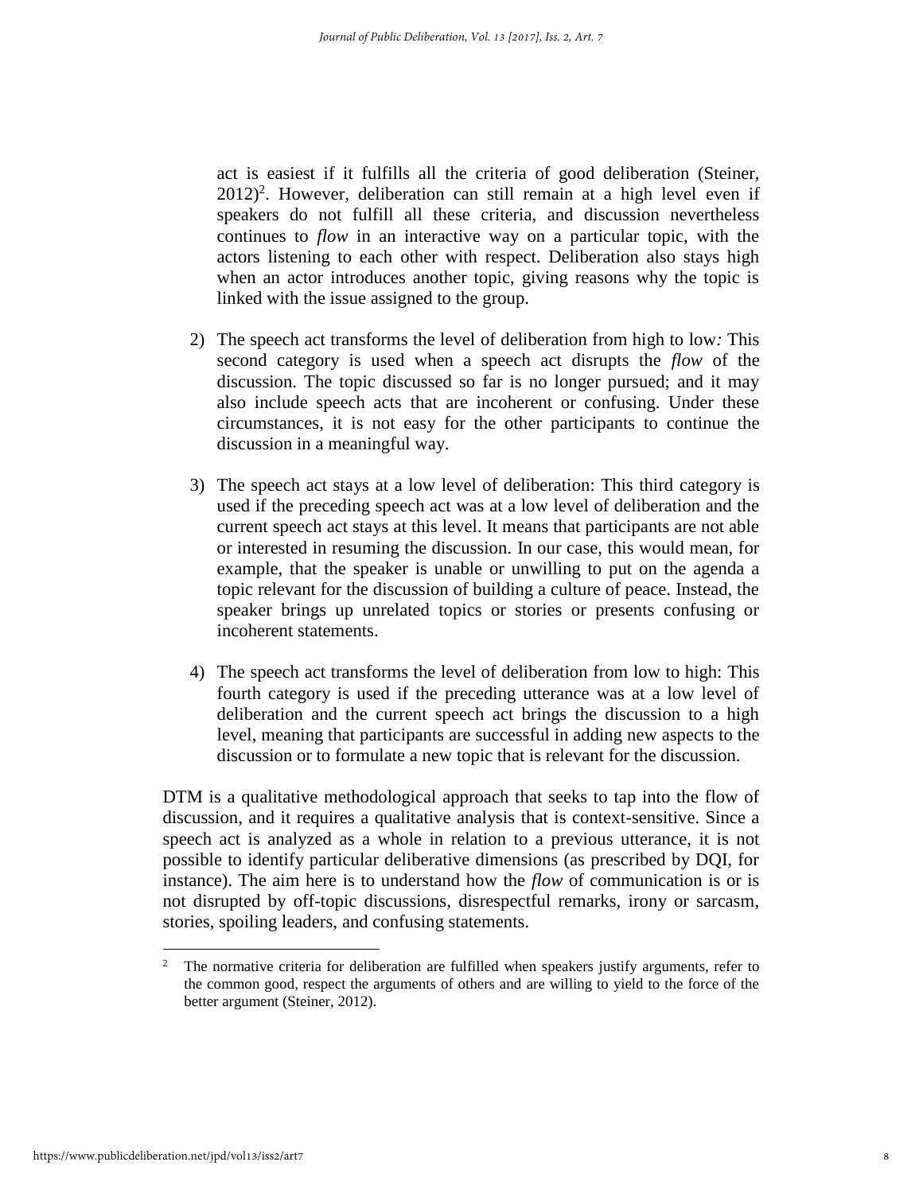act is easiest if it fulfills all the criteria of good deliberation (Steiner, 2012)[2]. However, deliberation can still remain at a high level even if speakers do not fulfill all these criteria, and discussion nevertheless continues to *flow* in an interactive way on a particular topic, with the actors listening to each other with respect. Deliberation also stays high when an actor introduces another topic, giving reasons why the topic is linked with the issue assigned to the group.

2) The speech act transforms the level of deliberation from high to low*:* This second category is used when a speech act disrupts the *flow* of the discussion. The topic discussed so far is no longer pursued; and it may also include speech acts that are incoherent or confusing. Under these circumstances, it is not easy for the other participants to continue the discussion in a meaningful way.

3) The speech act stays at a low level of deliberation: This third category is used if the preceding speech act was at a low level of deliberation and the current speech act stays at this level. It means that participants are not able or interested in resuming the discussion. In our case, this would mean, for example, that the speaker is unable or unwilling to put on the agenda a topic relevant for the discussion of building a culture of peace. Instead, the speaker brings up unrelated topics or stories or presents confusing or incoherent statements.

4) The speech act transforms the level of deliberation from low to high: This fourth category is used if the preceding utterance was at a low level of deliberation and the current speech act brings the discussion to a high level, meaning that participants are successful in adding new aspects to the discussion or to formulate a new topic that is relevant for the discussion.

DTM is a qualitative methodological approach that seeks to tap into the flow of discussion, and it requires a qualitative analysis that is context-sensitive. Since a speech act is analyzed as a whole in relation to a previous utterance, it is not possible to identify particular deliberative dimensions (as prescribed by DQI, for instance). The aim here is to understand how the *flow* of communication is or is not disrupted by off-topic discussions, disrespectful remarks, irony or sarcasm, stories, spoiling leaders, and confusing statements.

[2] The normative criteria for deliberation are fulfilled when speakers justify arguments, refer to the common good, respect the arguments of others and are willing to yield to the force of the better argument (Steiner, 2012).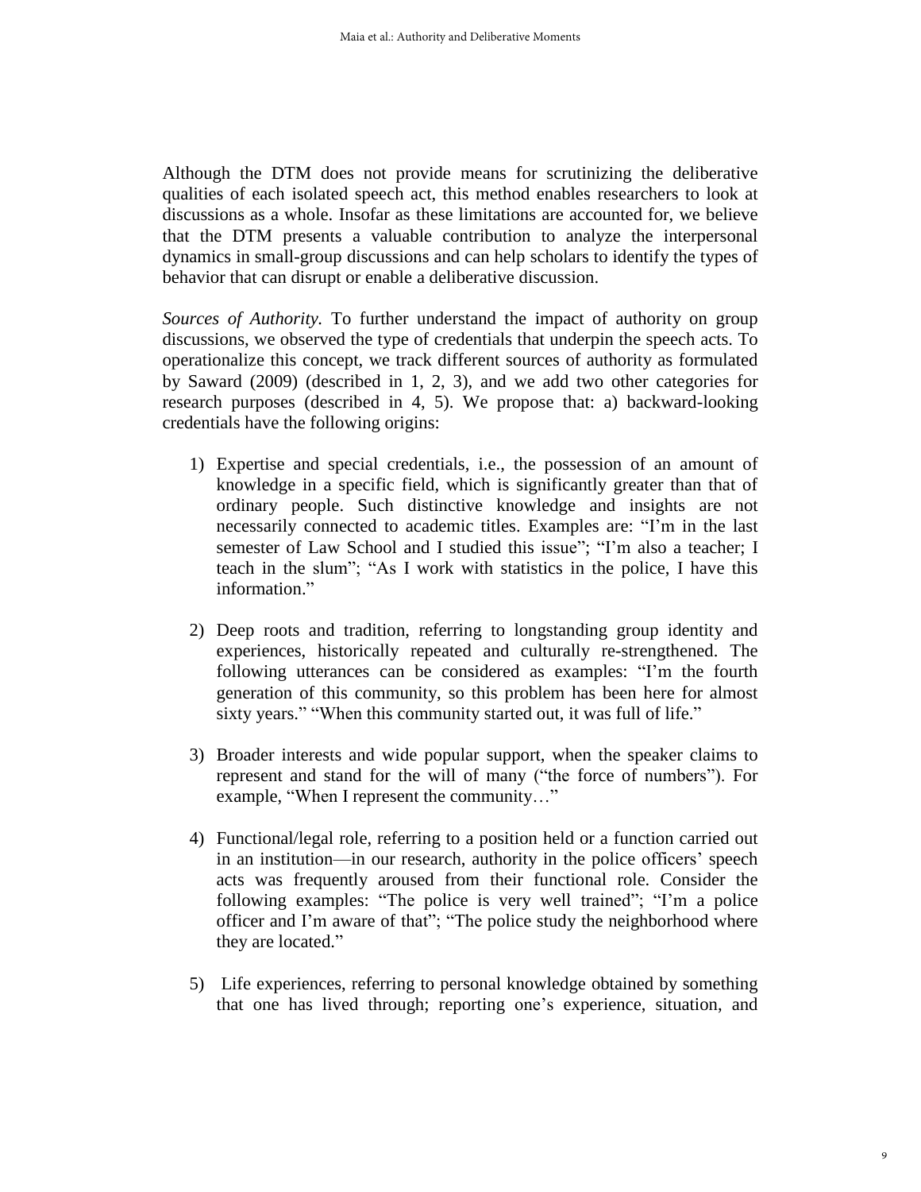Although the DTM does not provide means for scrutinizing the deliberative qualities of each isolated speech act, this method enables researchers to look at discussions as a whole. Insofar as these limitations are accounted for, we believe that the DTM presents a valuable contribution to analyze the interpersonal dynamics in small-group discussions and can help scholars to identify the types of behavior that can disrupt or enable a deliberative discussion.

*Sources of Authority.* To further understand the impact of authority on group discussions, we observed the type of credentials that underpin the speech acts. To operationalize this concept, we track different sources of authority as formulated by Saward (2009) (described in 1, 2, 3), and we add two other categories for research purposes (described in 4, 5). We propose that: a) backward-looking credentials have the following origins:

1) Expertise and special credentials, i.e., the possession of an amount of knowledge in a specific field, which is significantly greater than that of ordinary people. Such distinctive knowledge and insights are not necessarily connected to academic titles. Examples are: "I'm in the last semester of Law School and I studied this issue"; "I'm also a teacher; I teach in the slum"; "As I work with statistics in the police, I have this information."

2) Deep roots and tradition, referring to longstanding group identity and experiences, historically repeated and culturally re-strengthened. The following utterances can be considered as examples: "I'm the fourth generation of this community, so this problem has been here for almost sixty years." "When this community started out, it was full of life."

3) Broader interests and wide popular support, when the speaker claims to represent and stand for the will of many ("the force of numbers"). For example, "When I represent the community…"

4) Functional/legal role, referring to a position held or a function carried out in an institution—in our research, authority in the police officers' speech acts was frequently aroused from their functional role. Consider the following examples: "The police is very well trained"; "I'm a police officer and I'm aware of that"; "The police study the neighborhood where they are located."

5) Life experiences, referring to personal knowledge obtained by something that one has lived through; reporting one's experience, situation, and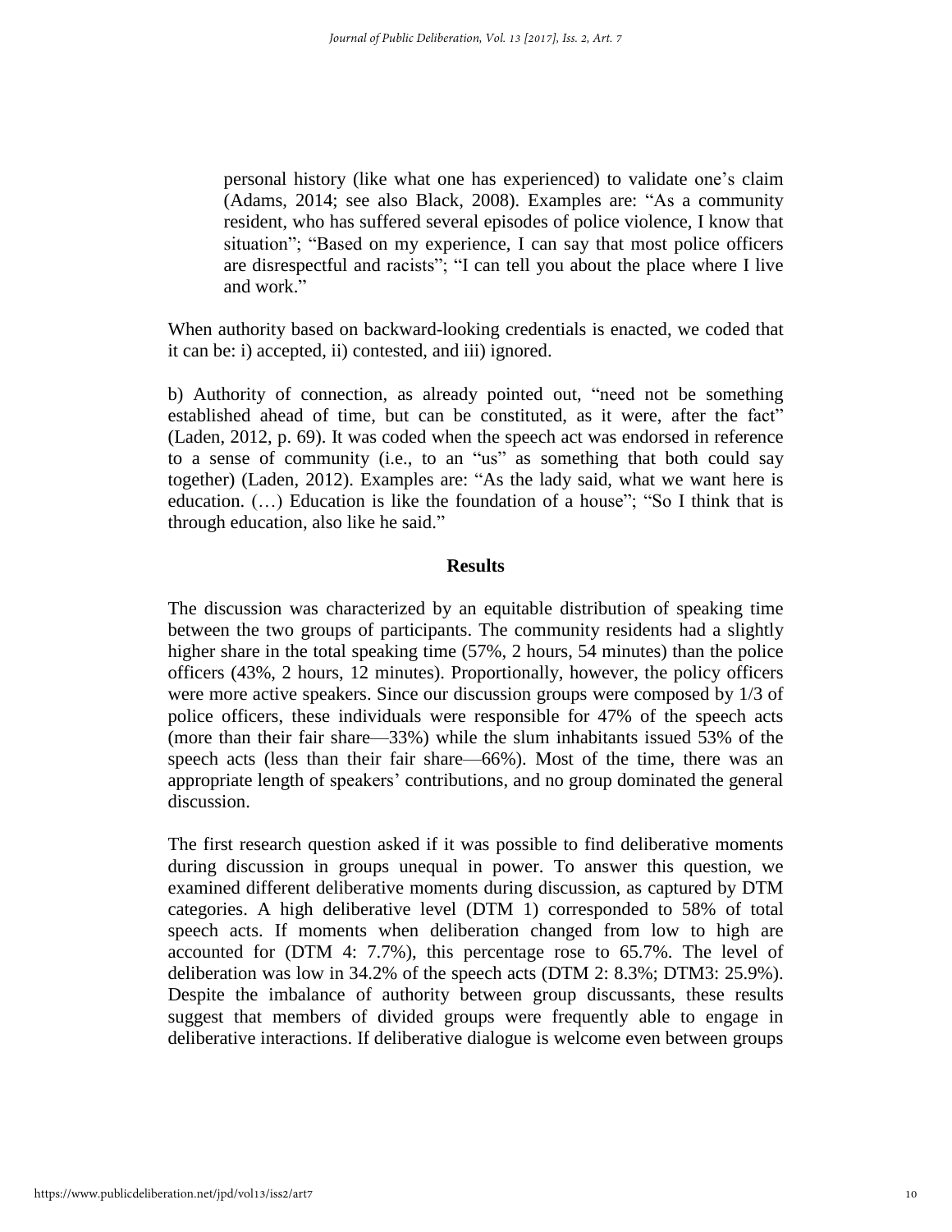personal history (like what one has experienced) to validate one's claim (Adams, 2014; see also Black, 2008). Examples are: "As a community resident, who has suffered several episodes of police violence, I know that situation"; "Based on my experience, I can say that most police officers are disrespectful and racists"; "I can tell you about the place where I live and work."

When authority based on backward-looking credentials is enacted, we coded that it can be: i) accepted, ii) contested, and iii) ignored.

b) Authority of connection, as already pointed out, "need not be something established ahead of time, but can be constituted, as it were, after the fact" (Laden, 2012, p. 69). It was coded when the speech act was endorsed in reference to a sense of community (i.e., to an "us" as something that both could say together) (Laden, 2012). Examples are: "As the lady said, what we want here is education. (…) Education is like the foundation of a house"; "So I think that is through education, also like he said."

## Results

The discussion was characterized by an equitable distribution of speaking time between the two groups of participants. The community residents had a slightly higher share in the total speaking time (57%, 2 hours, 54 minutes) than the police officers (43%, 2 hours, 12 minutes). Proportionally, however, the policy officers were more active speakers. Since our discussion groups were composed by 1/3 of police officers, these individuals were responsible for 47% of the speech acts (more than their fair share—33%) while the slum inhabitants issued 53% of the speech acts (less than their fair share—66%). Most of the time, there was an appropriate length of speakers' contributions, and no group dominated the general discussion.

The first research question asked if it was possible to find deliberative moments during discussion in groups unequal in power. To answer this question, we examined different deliberative moments during discussion, as captured by DTM categories. A high deliberative level (DTM 1) corresponded to 58% of total speech acts. If moments when deliberation changed from low to high are accounted for (DTM 4: 7.7%), this percentage rose to 65.7%. The level of deliberation was low in 34.2% of the speech acts (DTM 2: 8.3%; DTM3: 25.9%). Despite the imbalance of authority between group discussants, these results suggest that members of divided groups were frequently able to engage in deliberative interactions. If deliberative dialogue is welcome even between groups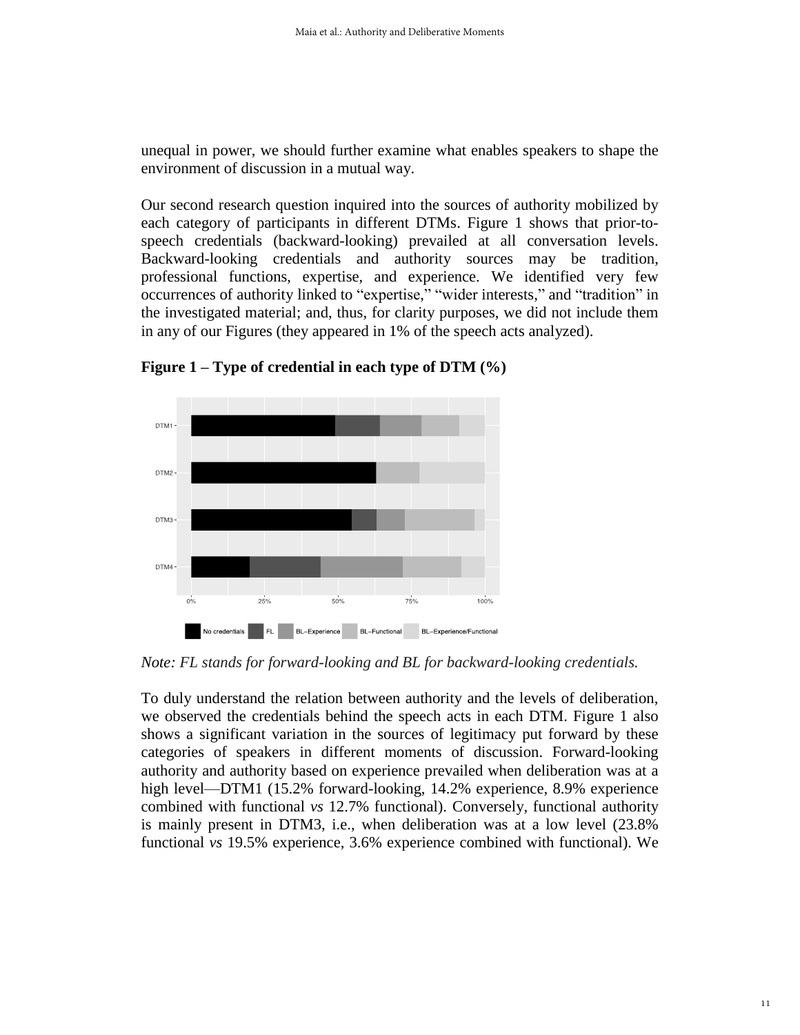unequal in power, we should further examine what enables speakers to shape the environment of discussion in a mutual way.

Our second research question inquired into the sources of authority mobilized by each category of participants in different DTMs. Figure 1 shows that prior-to-speech credentials (backward-looking) prevailed at all conversation levels. Backward-looking credentials and authority sources may be tradition, professional functions, expertise, and experience. We identified very few occurrences of authority linked to "expertise," "wider interests," and "tradition" in the investigated material; and, thus, for clarity purposes, we did not include them in any of our Figures (they appeared in 1% of the speech acts analyzed).

**Figure 1 – Type of credential in each type of DTM (%)**

*Note: FL stands for forward-looking and BL for backward-looking credentials.*

To duly understand the relation between authority and the levels of deliberation, we observed the credentials behind the speech acts in each DTM. Figure 1 also shows a significant variation in the sources of legitimacy put forward by these categories of speakers in different moments of discussion. Forward-looking authority and authority based on experience prevailed when deliberation was at a high level—DTM1 (15.2% forward-looking, 14.2% experience, 8.9% experience combined with functional *vs* 12.7% functional). Conversely, functional authority is mainly present in DTM3, i.e., when deliberation was at a low level (23.8% functional *vs* 19.5% experience, 3.6% experience combined with functional). We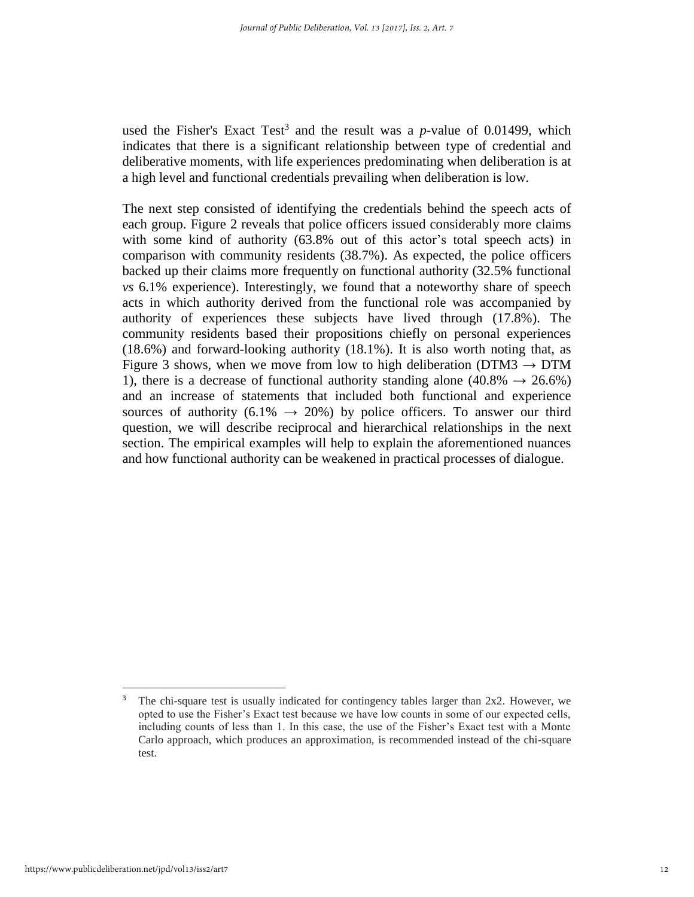used the Fisher's Exact Test[3] and the result was a *p*-value of 0.01499, which indicates that there is a significant relationship between type of credential and deliberative moments, with life experiences predominating when deliberation is at a high level and functional credentials prevailing when deliberation is low.

The next step consisted of identifying the credentials behind the speech acts of each group. Figure 2 reveals that police officers issued considerably more claims with some kind of authority (63.8% out of this actor's total speech acts) in comparison with community residents (38.7%). As expected, the police officers backed up their claims more frequently on functional authority (32.5% functional *vs* 6.1% experience). Interestingly, we found that a noteworthy share of speech acts in which authority derived from the functional role was accompanied by authority of experiences these subjects have lived through (17.8%). The community residents based their propositions chiefly on personal experiences (18.6%) and forward-looking authority (18.1%). It is also worth noting that, as Figure 3 shows, when we move from low to high deliberation (DTM3 → DTM 1), there is a decrease of functional authority standing alone (40.8% → 26.6%) and an increase of statements that included both functional and experience sources of authority (6.1% → 20%) by police officers. To answer our third question, we will describe reciprocal and hierarchical relationships in the next section. The empirical examples will help to explain the aforementioned nuances and how functional authority can be weakened in practical processes of dialogue.

[3] The chi-square test is usually indicated for contingency tables larger than 2x2. However, we opted to use the Fisher's Exact test because we have low counts in some of our expected cells, including counts of less than 1. In this case, the use of the Fisher's Exact test with a Monte Carlo approach, which produces an approximation, is recommended instead of the chi-square test.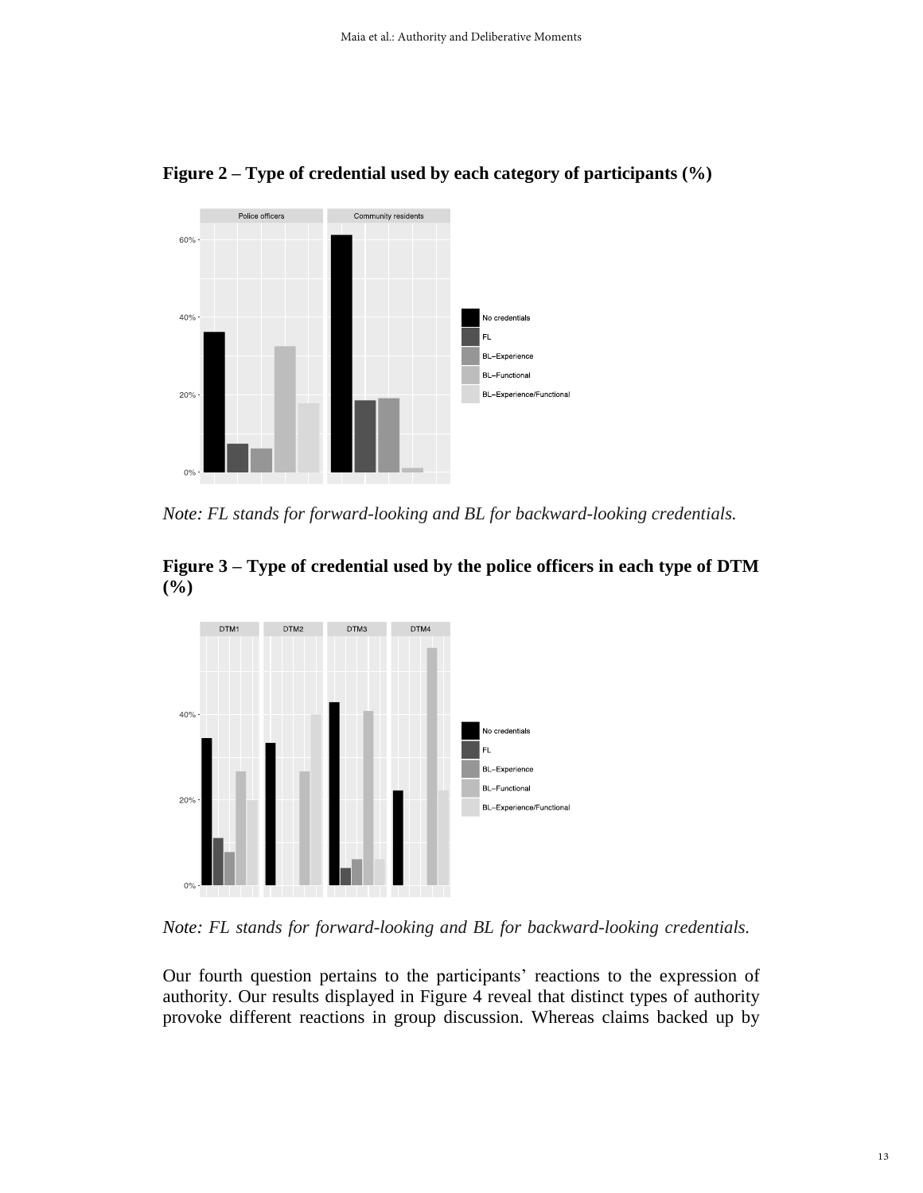**Figure 2 – Type of credential used by each category of participants (%)**

*Note: FL stands for forward-looking and BL for backward-looking credentials.*

**Figure 3 – Type of credential used by the police officers in each type of DTM (%)**

*Note: FL stands for forward-looking and BL for backward-looking credentials.*

Our fourth question pertains to the participants' reactions to the expression of authority. Our results displayed in Figure 4 reveal that distinct types of authority provoke different reactions in group discussion. Whereas claims backed up by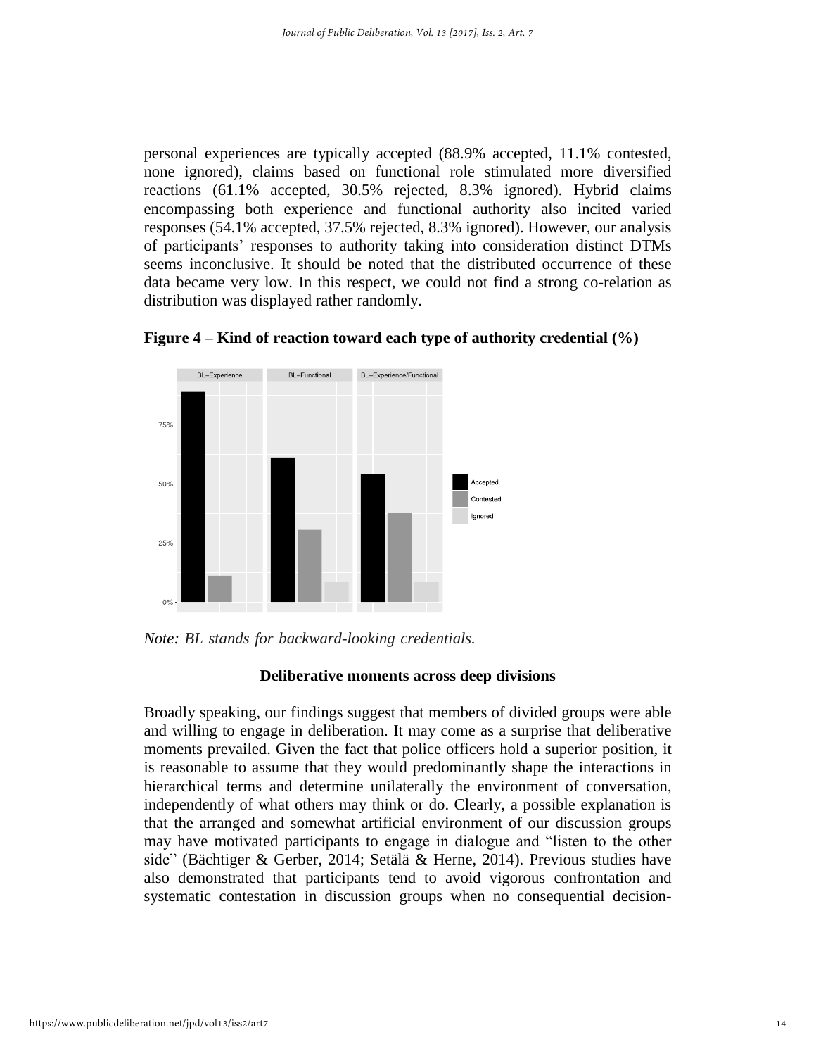personal experiences are typically accepted (88.9% accepted, 11.1% contested, none ignored), claims based on functional role stimulated more diversified reactions (61.1% accepted, 30.5% rejected, 8.3% ignored). Hybrid claims encompassing both experience and functional authority also incited varied responses (54.1% accepted, 37.5% rejected, 8.3% ignored). However, our analysis of participants' responses to authority taking into consideration distinct DTMs seems inconclusive. It should be noted that the distributed occurrence of these data became very low. In this respect, we could not find a strong co-relation as distribution was displayed rather randomly.

**Figure 4 – Kind of reaction toward each type of authority credential (%)**

*Note: BL stands for backward-looking credentials.*

**Deliberative moments across deep divisions**

Broadly speaking, our findings suggest that members of divided groups were able and willing to engage in deliberation. It may come as a surprise that deliberative moments prevailed. Given the fact that police officers hold a superior position, it is reasonable to assume that they would predominantly shape the interactions in hierarchical terms and determine unilaterally the environment of conversation, independently of what others may think or do. Clearly, a possible explanation is that the arranged and somewhat artificial environment of our discussion groups may have motivated participants to engage in dialogue and "listen to the other side" (Bächtiger & Gerber, 2014; Setälä & Herne, 2014). Previous studies have also demonstrated that participants tend to avoid vigorous confrontation and systematic contestation in discussion groups when no consequential decision-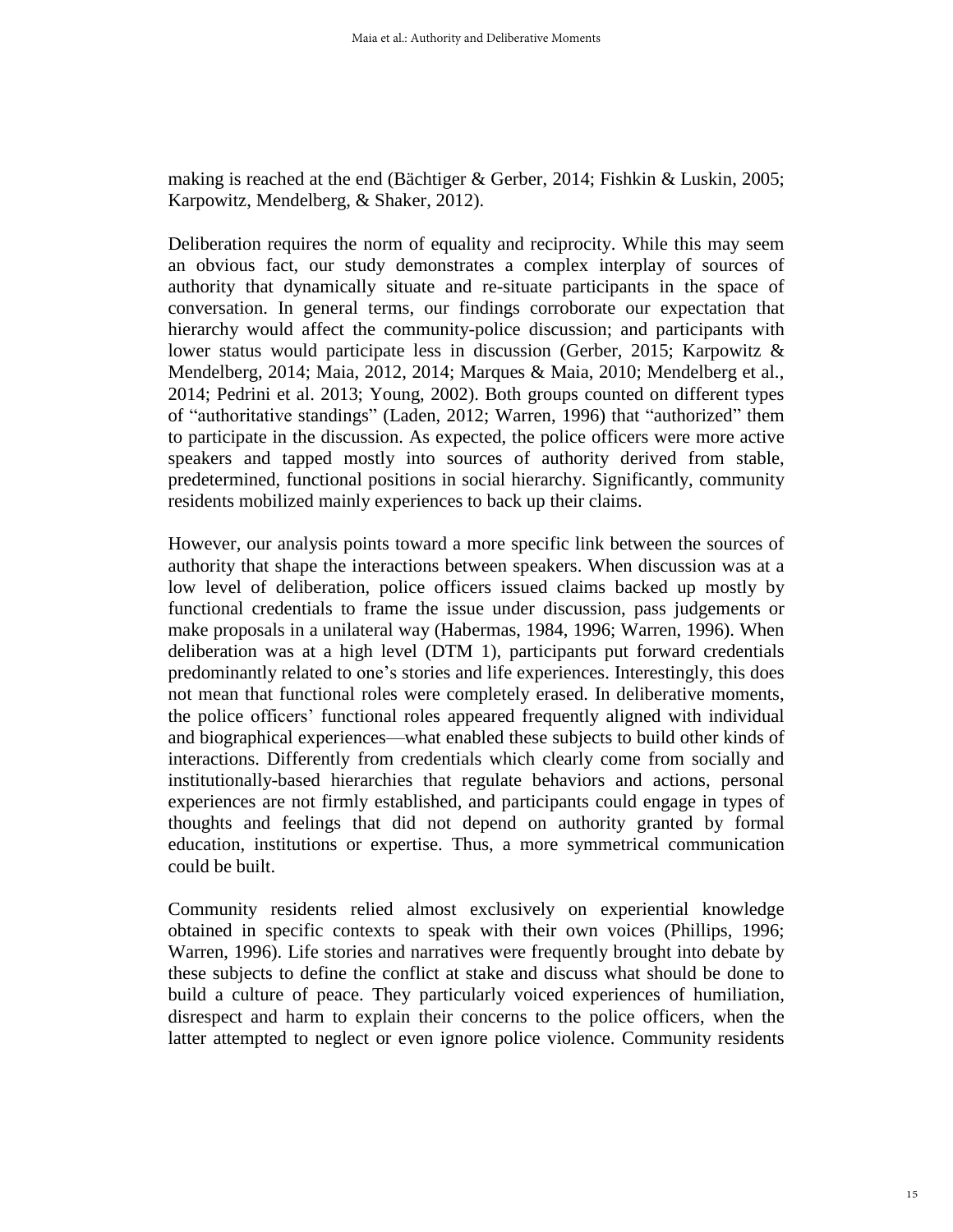making is reached at the end (Bächtiger & Gerber, 2014; Fishkin & Luskin, 2005; Karpowitz, Mendelberg, & Shaker, 2012).

Deliberation requires the norm of equality and reciprocity. While this may seem an obvious fact, our study demonstrates a complex interplay of sources of authority that dynamically situate and re-situate participants in the space of conversation. In general terms, our findings corroborate our expectation that hierarchy would affect the community-police discussion; and participants with lower status would participate less in discussion (Gerber, 2015; Karpowitz & Mendelberg, 2014; Maia, 2012, 2014; Marques & Maia, 2010; Mendelberg et al., 2014; Pedrini et al. 2013; Young, 2002). Both groups counted on different types of "authoritative standings" (Laden, 2012; Warren, 1996) that "authorized" them to participate in the discussion. As expected, the police officers were more active speakers and tapped mostly into sources of authority derived from stable, predetermined, functional positions in social hierarchy. Significantly, community residents mobilized mainly experiences to back up their claims.

However, our analysis points toward a more specific link between the sources of authority that shape the interactions between speakers. When discussion was at a low level of deliberation, police officers issued claims backed up mostly by functional credentials to frame the issue under discussion, pass judgements or make proposals in a unilateral way (Habermas, 1984, 1996; Warren, 1996). When deliberation was at a high level (DTM 1), participants put forward credentials predominantly related to one's stories and life experiences. Interestingly, this does not mean that functional roles were completely erased. In deliberative moments, the police officers' functional roles appeared frequently aligned with individual and biographical experiences—what enabled these subjects to build other kinds of interactions. Differently from credentials which clearly come from socially and institutionally-based hierarchies that regulate behaviors and actions, personal experiences are not firmly established, and participants could engage in types of thoughts and feelings that did not depend on authority granted by formal education, institutions or expertise. Thus, a more symmetrical communication could be built.

Community residents relied almost exclusively on experiential knowledge obtained in specific contexts to speak with their own voices (Phillips, 1996; Warren, 1996). Life stories and narratives were frequently brought into debate by these subjects to define the conflict at stake and discuss what should be done to build a culture of peace. They particularly voiced experiences of humiliation, disrespect and harm to explain their concerns to the police officers, when the latter attempted to neglect or even ignore police violence. Community residents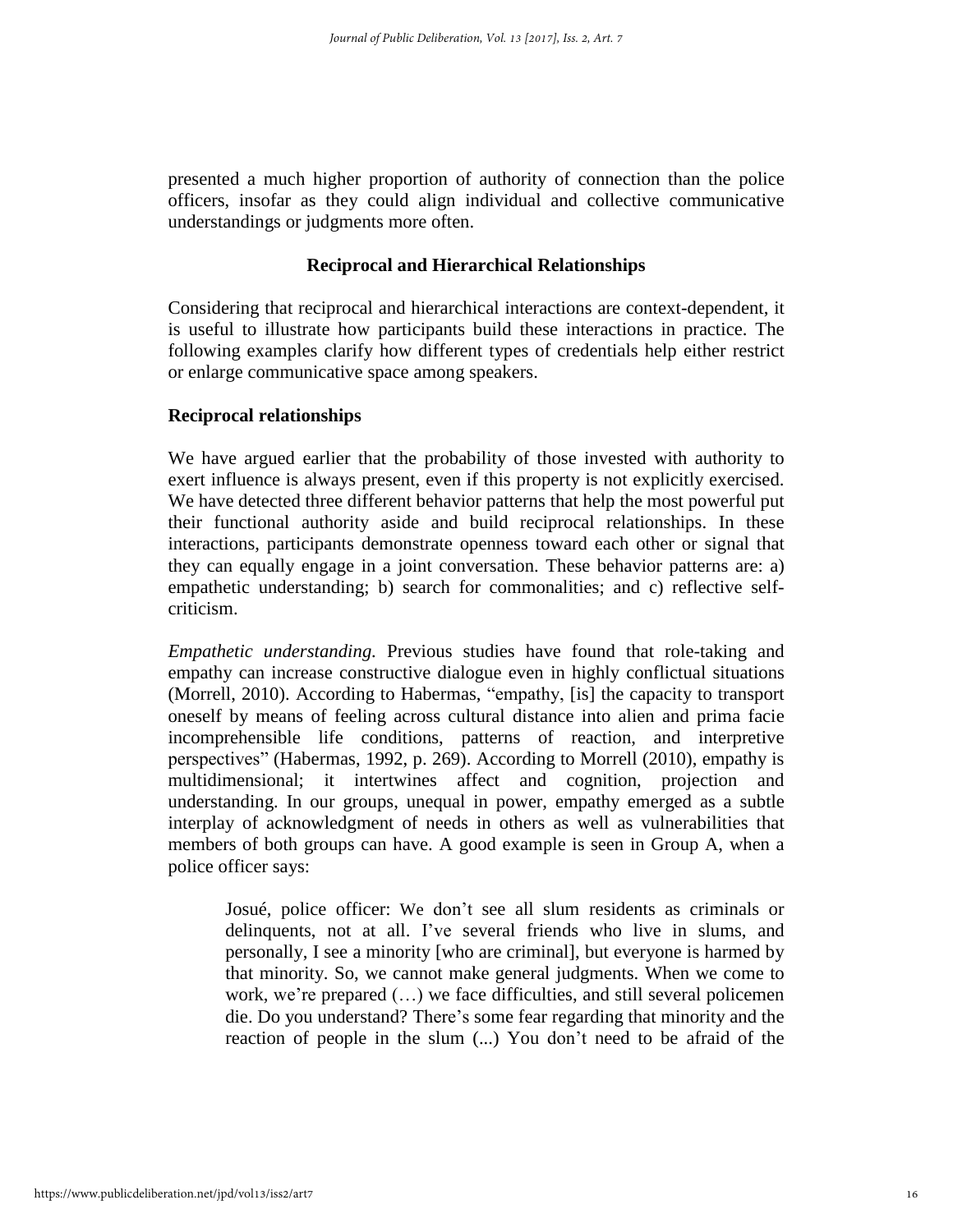presented a much higher proportion of authority of connection than the police officers, insofar as they could align individual and collective communicative understandings or judgments more often.

## Reciprocal and Hierarchical Relationships

Considering that reciprocal and hierarchical interactions are context-dependent, it is useful to illustrate how participants build these interactions in practice. The following examples clarify how different types of credentials help either restrict or enlarge communicative space among speakers.

### Reciprocal relationships

We have argued earlier that the probability of those invested with authority to exert influence is always present, even if this property is not explicitly exercised. We have detected three different behavior patterns that help the most powerful put their functional authority aside and build reciprocal relationships. In these interactions, participants demonstrate openness toward each other or signal that they can equally engage in a joint conversation. These behavior patterns are: a) empathetic understanding; b) search for commonalities; and c) reflective self-criticism.

*Empathetic understanding.* Previous studies have found that role-taking and empathy can increase constructive dialogue even in highly conflictual situations (Morrell, 2010). According to Habermas, "empathy, [is] the capacity to transport oneself by means of feeling across cultural distance into alien and prima facie incomprehensible life conditions, patterns of reaction, and interpretive perspectives" (Habermas, 1992, p. 269). According to Morrell (2010), empathy is multidimensional; it intertwines affect and cognition, projection and understanding. In our groups, unequal in power, empathy emerged as a subtle interplay of acknowledgment of needs in others as well as vulnerabilities that members of both groups can have. A good example is seen in Group A, when a police officer says:

> Josué, police officer: We don't see all slum residents as criminals or delinquents, not at all. I've several friends who live in slums, and personally, I see a minority [who are criminal], but everyone is harmed by that minority. So, we cannot make general judgments. When we come to work, we're prepared (…) we face difficulties, and still several policemen die. Do you understand? There's some fear regarding that minority and the reaction of people in the slum (...) You don't need to be afraid of the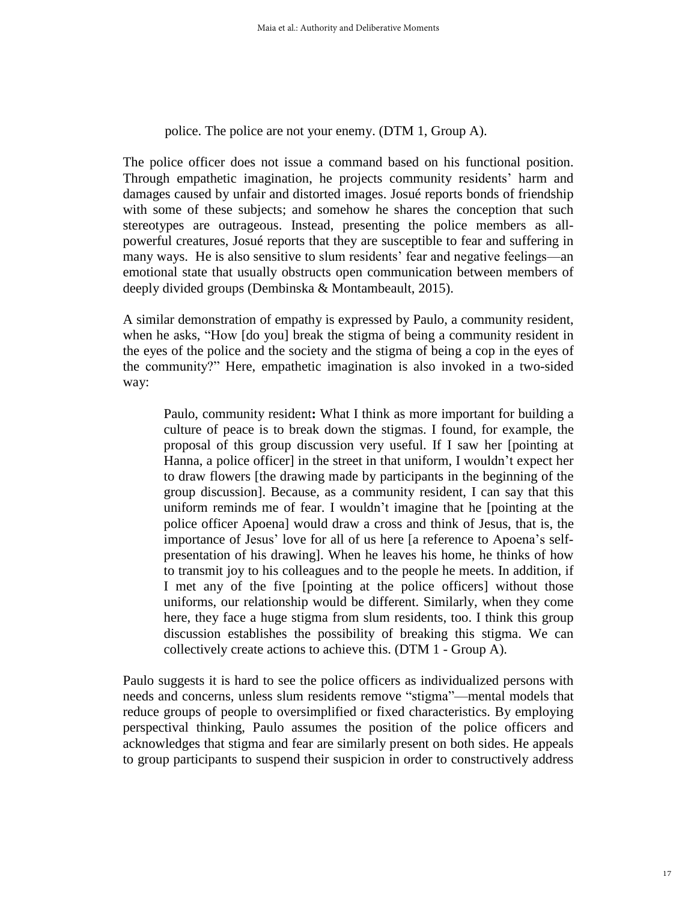> police. The police are not your enemy. (DTM 1, Group A).

The police officer does not issue a command based on his functional position. Through empathetic imagination, he projects community residents' harm and damages caused by unfair and distorted images. Josué reports bonds of friendship with some of these subjects; and somehow he shares the conception that such stereotypes are outrageous. Instead, presenting the police members as all-powerful creatures, Josué reports that they are susceptible to fear and suffering in many ways. He is also sensitive to slum residents' fear and negative feelings—an emotional state that usually obstructs open communication between members of deeply divided groups (Dembinska & Montambeault, 2015).

A similar demonstration of empathy is expressed by Paulo, a community resident, when he asks, "How [do you] break the stigma of being a community resident in the eyes of the police and the society and the stigma of being a cop in the eyes of the community?" Here, empathetic imagination is also invoked in a two-sided way:

> Paulo, community resident**:** What I think as more important for building a culture of peace is to break down the stigmas. I found, for example, the proposal of this group discussion very useful. If I saw her [pointing at Hanna, a police officer] in the street in that uniform, I wouldn't expect her to draw flowers [the drawing made by participants in the beginning of the group discussion]. Because, as a community resident, I can say that this uniform reminds me of fear. I wouldn't imagine that he [pointing at the police officer Apoena] would draw a cross and think of Jesus, that is, the importance of Jesus' love for all of us here [a reference to Apoena's self-presentation of his drawing]. When he leaves his home, he thinks of how to transmit joy to his colleagues and to the people he meets. In addition, if I met any of the five [pointing at the police officers] without those uniforms, our relationship would be different. Similarly, when they come here, they face a huge stigma from slum residents, too. I think this group discussion establishes the possibility of breaking this stigma. We can collectively create actions to achieve this. (DTM 1 - Group A).

Paulo suggests it is hard to see the police officers as individualized persons with needs and concerns, unless slum residents remove "stigma"—mental models that reduce groups of people to oversimplified or fixed characteristics. By employing perspectival thinking, Paulo assumes the position of the police officers and acknowledges that stigma and fear are similarly present on both sides. He appeals to group participants to suspend their suspicion in order to constructively address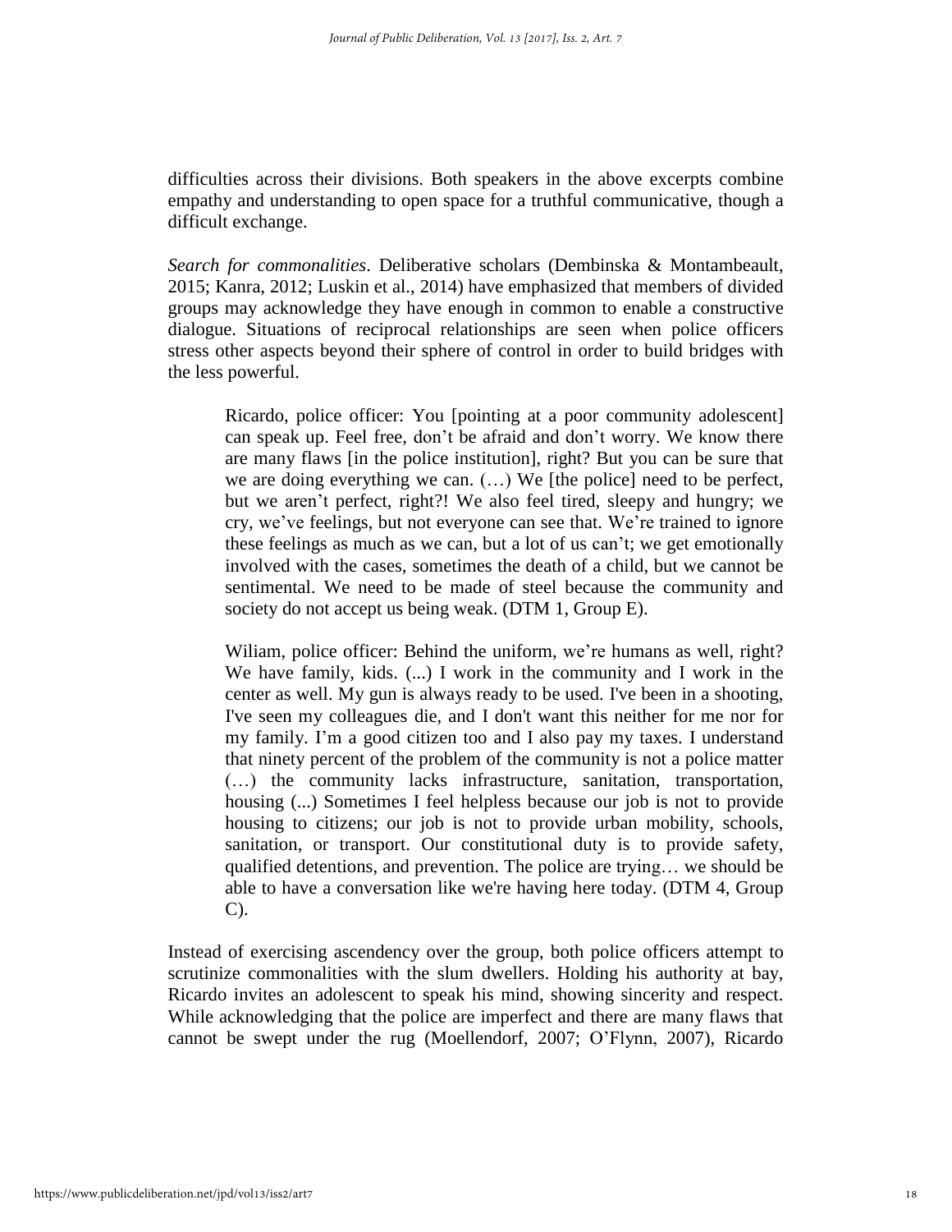difficulties across their divisions. Both speakers in the above excerpts combine empathy and understanding to open space for a truthful communicative, though a difficult exchange.

*Search for commonalities*. Deliberative scholars (Dembinska & Montambeault, 2015; Kanra, 2012; Luskin et al., 2014) have emphasized that members of divided groups may acknowledge they have enough in common to enable a constructive dialogue. Situations of reciprocal relationships are seen when police officers stress other aspects beyond their sphere of control in order to build bridges with the less powerful.

> Ricardo, police officer: You [pointing at a poor community adolescent] can speak up. Feel free, don't be afraid and don't worry. We know there are many flaws [in the police institution], right? But you can be sure that we are doing everything we can. (…) We [the police] need to be perfect, but we aren't perfect, right?! We also feel tired, sleepy and hungry; we cry, we've feelings, but not everyone can see that. We're trained to ignore these feelings as much as we can, but a lot of us can't; we get emotionally involved with the cases, sometimes the death of a child, but we cannot be sentimental. We need to be made of steel because the community and society do not accept us being weak. (DTM 1, Group E).

> Wiliam, police officer: Behind the uniform, we're humans as well, right? We have family, kids. (...) I work in the community and I work in the center as well. My gun is always ready to be used. I've been in a shooting, I've seen my colleagues die, and I don't want this neither for me nor for my family. I'm a good citizen too and I also pay my taxes. I understand that ninety percent of the problem of the community is not a police matter (…) the community lacks infrastructure, sanitation, transportation, housing (...) Sometimes I feel helpless because our job is not to provide housing to citizens; our job is not to provide urban mobility, schools, sanitation, or transport. Our constitutional duty is to provide safety, qualified detentions, and prevention. The police are trying… we should be able to have a conversation like we're having here today. (DTM 4, Group C).

Instead of exercising ascendency over the group, both police officers attempt to scrutinize commonalities with the slum dwellers. Holding his authority at bay, Ricardo invites an adolescent to speak his mind, showing sincerity and respect. While acknowledging that the police are imperfect and there are many flaws that cannot be swept under the rug (Moellendorf, 2007; O'Flynn, 2007), Ricardo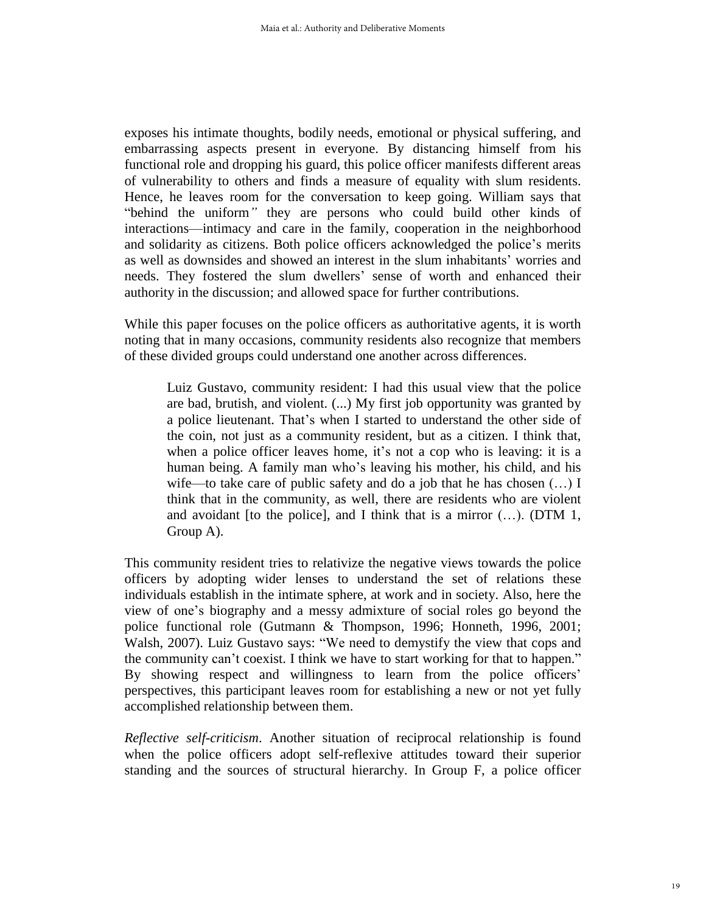exposes his intimate thoughts, bodily needs, emotional or physical suffering, and embarrassing aspects present in everyone. By distancing himself from his functional role and dropping his guard, this police officer manifests different areas of vulnerability to others and finds a measure of equality with slum residents. Hence, he leaves room for the conversation to keep going. William says that "behind the uniform" they are persons who could build other kinds of interactions—intimacy and care in the family, cooperation in the neighborhood and solidarity as citizens. Both police officers acknowledged the police's merits as well as downsides and showed an interest in the slum inhabitants' worries and needs. They fostered the slum dwellers' sense of worth and enhanced their authority in the discussion; and allowed space for further contributions.

While this paper focuses on the police officers as authoritative agents, it is worth noting that in many occasions, community residents also recognize that members of these divided groups could understand one another across differences.

> Luiz Gustavo, community resident: I had this usual view that the police are bad, brutish, and violent. (...) My first job opportunity was granted by a police lieutenant. That's when I started to understand the other side of the coin, not just as a community resident, but as a citizen. I think that, when a police officer leaves home, it's not a cop who is leaving: it is a human being. A family man who's leaving his mother, his child, and his wife—to take care of public safety and do a job that he has chosen (…) I think that in the community, as well, there are residents who are violent and avoidant [to the police], and I think that is a mirror (…). (DTM 1, Group A).

This community resident tries to relativize the negative views towards the police officers by adopting wider lenses to understand the set of relations these individuals establish in the intimate sphere, at work and in society. Also, here the view of one's biography and a messy admixture of social roles go beyond the police functional role (Gutmann & Thompson, 1996; Honneth, 1996, 2001; Walsh, 2007). Luiz Gustavo says: "We need to demystify the view that cops and the community can't coexist. I think we have to start working for that to happen." By showing respect and willingness to learn from the police officers' perspectives, this participant leaves room for establishing a new or not yet fully accomplished relationship between them.

*Reflective self-criticism*. Another situation of reciprocal relationship is found when the police officers adopt self-reflexive attitudes toward their superior standing and the sources of structural hierarchy. In Group F, a police officer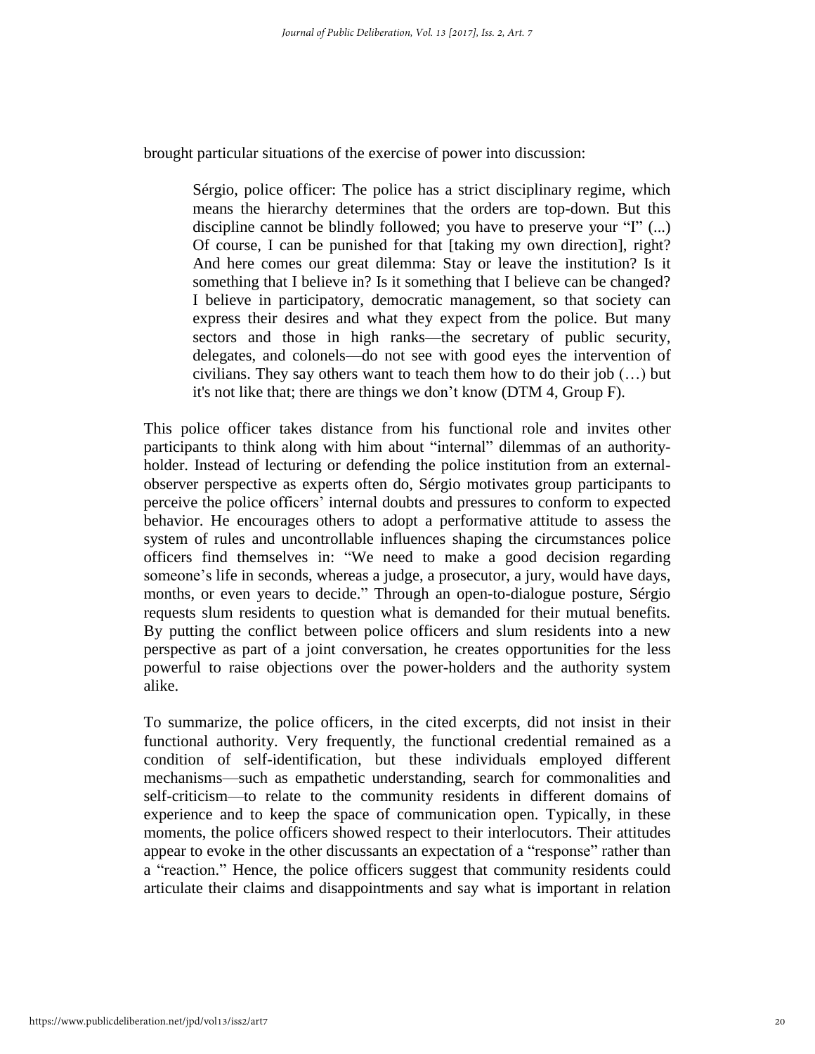brought particular situations of the exercise of power into discussion:

> Sérgio, police officer: The police has a strict disciplinary regime, which means the hierarchy determines that the orders are top-down. But this discipline cannot be blindly followed; you have to preserve your "I" (...) Of course, I can be punished for that [taking my own direction], right? And here comes our great dilemma: Stay or leave the institution? Is it something that I believe in? Is it something that I believe can be changed? I believe in participatory, democratic management, so that society can express their desires and what they expect from the police. But many sectors and those in high ranks—the secretary of public security, delegates, and colonels—do not see with good eyes the intervention of civilians. They say others want to teach them how to do their job (…) but it's not like that; there are things we don't know (DTM 4, Group F).

This police officer takes distance from his functional role and invites other participants to think along with him about "internal" dilemmas of an authority-holder. Instead of lecturing or defending the police institution from an external-observer perspective as experts often do, Sérgio motivates group participants to perceive the police officers' internal doubts and pressures to conform to expected behavior. He encourages others to adopt a performative attitude to assess the system of rules and uncontrollable influences shaping the circumstances police officers find themselves in: "We need to make a good decision regarding someone's life in seconds, whereas a judge, a prosecutor, a jury, would have days, months, or even years to decide." Through an open-to-dialogue posture, Sérgio requests slum residents to question what is demanded for their mutual benefits. By putting the conflict between police officers and slum residents into a new perspective as part of a joint conversation, he creates opportunities for the less powerful to raise objections over the power-holders and the authority system alike.

To summarize, the police officers, in the cited excerpts, did not insist in their functional authority. Very frequently, the functional credential remained as a condition of self-identification, but these individuals employed different mechanisms—such as empathetic understanding, search for commonalities and self-criticism—to relate to the community residents in different domains of experience and to keep the space of communication open. Typically, in these moments, the police officers showed respect to their interlocutors. Their attitudes appear to evoke in the other discussants an expectation of a "response" rather than a "reaction." Hence, the police officers suggest that community residents could articulate their claims and disappointments and say what is important in relation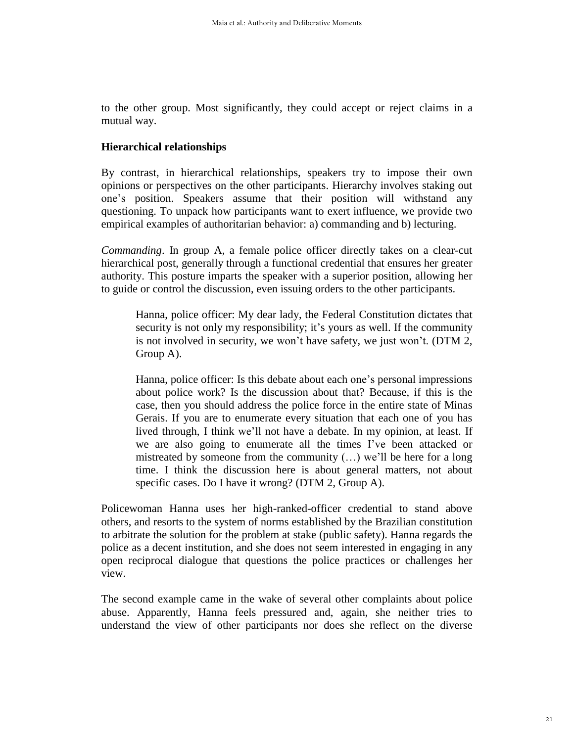to the other group. Most significantly, they could accept or reject claims in a mutual way.

### Hierarchical relationships

By contrast, in hierarchical relationships, speakers try to impose their own opinions or perspectives on the other participants. Hierarchy involves staking out one's position. Speakers assume that their position will withstand any questioning. To unpack how participants want to exert influence, we provide two empirical examples of authoritarian behavior: a) commanding and b) lecturing.

*Commanding*. In group A, a female police officer directly takes on a clear-cut hierarchical post, generally through a functional credential that ensures her greater authority. This posture imparts the speaker with a superior position, allowing her to guide or control the discussion, even issuing orders to the other participants.

> Hanna, police officer: My dear lady, the Federal Constitution dictates that security is not only my responsibility; it's yours as well. If the community is not involved in security, we won't have safety, we just won't. (DTM 2, Group A).

> Hanna, police officer: Is this debate about each one's personal impressions about police work? Is the discussion about that? Because, if this is the case, then you should address the police force in the entire state of Minas Gerais. If you are to enumerate every situation that each one of you has lived through, I think we'll not have a debate. In my opinion, at least. If we are also going to enumerate all the times I've been attacked or mistreated by someone from the community (…) we'll be here for a long time. I think the discussion here is about general matters, not about specific cases. Do I have it wrong? (DTM 2, Group A).

Policewoman Hanna uses her high-ranked-officer credential to stand above others, and resorts to the system of norms established by the Brazilian constitution to arbitrate the solution for the problem at stake (public safety). Hanna regards the police as a decent institution, and she does not seem interested in engaging in any open reciprocal dialogue that questions the police practices or challenges her view.

The second example came in the wake of several other complaints about police abuse. Apparently, Hanna feels pressured and, again, she neither tries to understand the view of other participants nor does she reflect on the diverse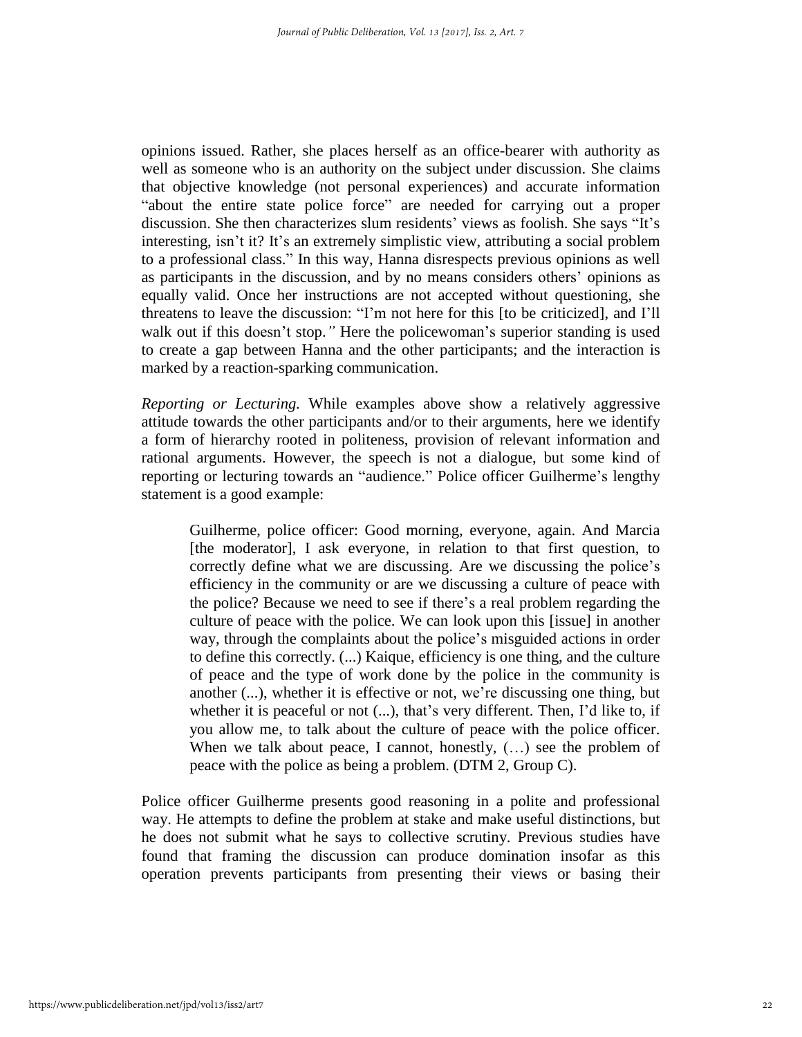opinions issued. Rather, she places herself as an office-bearer with authority as well as someone who is an authority on the subject under discussion. She claims that objective knowledge (not personal experiences) and accurate information "about the entire state police force" are needed for carrying out a proper discussion. She then characterizes slum residents' views as foolish. She says "It's interesting, isn't it? It's an extremely simplistic view, attributing a social problem to a professional class." In this way, Hanna disrespects previous opinions as well as participants in the discussion, and by no means considers others' opinions as equally valid. Once her instructions are not accepted without questioning, she threatens to leave the discussion: "I'm not here for this [to be criticized], and I'll walk out if this doesn't stop.*"* Here the policewoman's superior standing is used to create a gap between Hanna and the other participants; and the interaction is marked by a reaction-sparking communication.

*Reporting or Lecturing.* While examples above show a relatively aggressive attitude towards the other participants and/or to their arguments, here we identify a form of hierarchy rooted in politeness, provision of relevant information and rational arguments. However, the speech is not a dialogue, but some kind of reporting or lecturing towards an "audience." Police officer Guilherme's lengthy statement is a good example:

> Guilherme, police officer: Good morning, everyone, again. And Marcia [the moderator], I ask everyone, in relation to that first question, to correctly define what we are discussing. Are we discussing the police's efficiency in the community or are we discussing a culture of peace with the police? Because we need to see if there's a real problem regarding the culture of peace with the police. We can look upon this [issue] in another way, through the complaints about the police's misguided actions in order to define this correctly. (...) Kaique, efficiency is one thing, and the culture of peace and the type of work done by the police in the community is another (...), whether it is effective or not, we're discussing one thing, but whether it is peaceful or not (...), that's very different. Then, I'd like to, if you allow me, to talk about the culture of peace with the police officer. When we talk about peace, I cannot, honestly, (…) see the problem of peace with the police as being a problem. (DTM 2, Group C).

Police officer Guilherme presents good reasoning in a polite and professional way. He attempts to define the problem at stake and make useful distinctions, but he does not submit what he says to collective scrutiny. Previous studies have found that framing the discussion can produce domination insofar as this operation prevents participants from presenting their views or basing their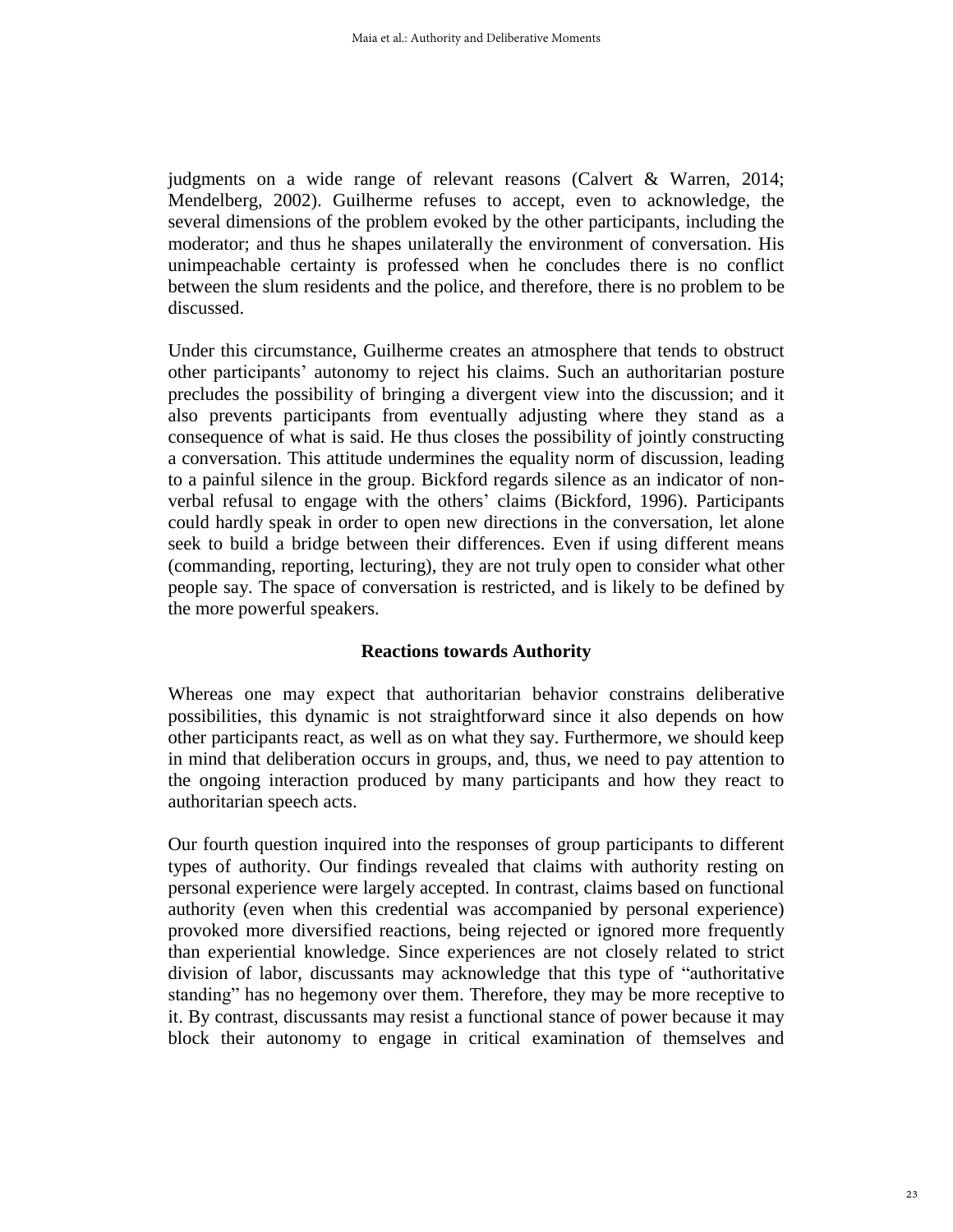judgments on a wide range of relevant reasons (Calvert & Warren, 2014; Mendelberg, 2002). Guilherme refuses to accept, even to acknowledge, the several dimensions of the problem evoked by the other participants, including the moderator; and thus he shapes unilaterally the environment of conversation. His unimpeachable certainty is professed when he concludes there is no conflict between the slum residents and the police, and therefore, there is no problem to be discussed.

Under this circumstance, Guilherme creates an atmosphere that tends to obstruct other participants' autonomy to reject his claims. Such an authoritarian posture precludes the possibility of bringing a divergent view into the discussion; and it also prevents participants from eventually adjusting where they stand as a consequence of what is said. He thus closes the possibility of jointly constructing a conversation. This attitude undermines the equality norm of discussion, leading to a painful silence in the group. Bickford regards silence as an indicator of non-verbal refusal to engage with the others' claims (Bickford, 1996). Participants could hardly speak in order to open new directions in the conversation, let alone seek to build a bridge between their differences. Even if using different means (commanding, reporting, lecturing), they are not truly open to consider what other people say. The space of conversation is restricted, and is likely to be defined by the more powerful speakers.

## Reactions towards Authority

Whereas one may expect that authoritarian behavior constrains deliberative possibilities, this dynamic is not straightforward since it also depends on how other participants react, as well as on what they say. Furthermore, we should keep in mind that deliberation occurs in groups, and, thus, we need to pay attention to the ongoing interaction produced by many participants and how they react to authoritarian speech acts.

Our fourth question inquired into the responses of group participants to different types of authority. Our findings revealed that claims with authority resting on personal experience were largely accepted. In contrast, claims based on functional authority (even when this credential was accompanied by personal experience) provoked more diversified reactions, being rejected or ignored more frequently than experiential knowledge. Since experiences are not closely related to strict division of labor, discussants may acknowledge that this type of "authoritative standing" has no hegemony over them. Therefore, they may be more receptive to it. By contrast, discussants may resist a functional stance of power because it may block their autonomy to engage in critical examination of themselves and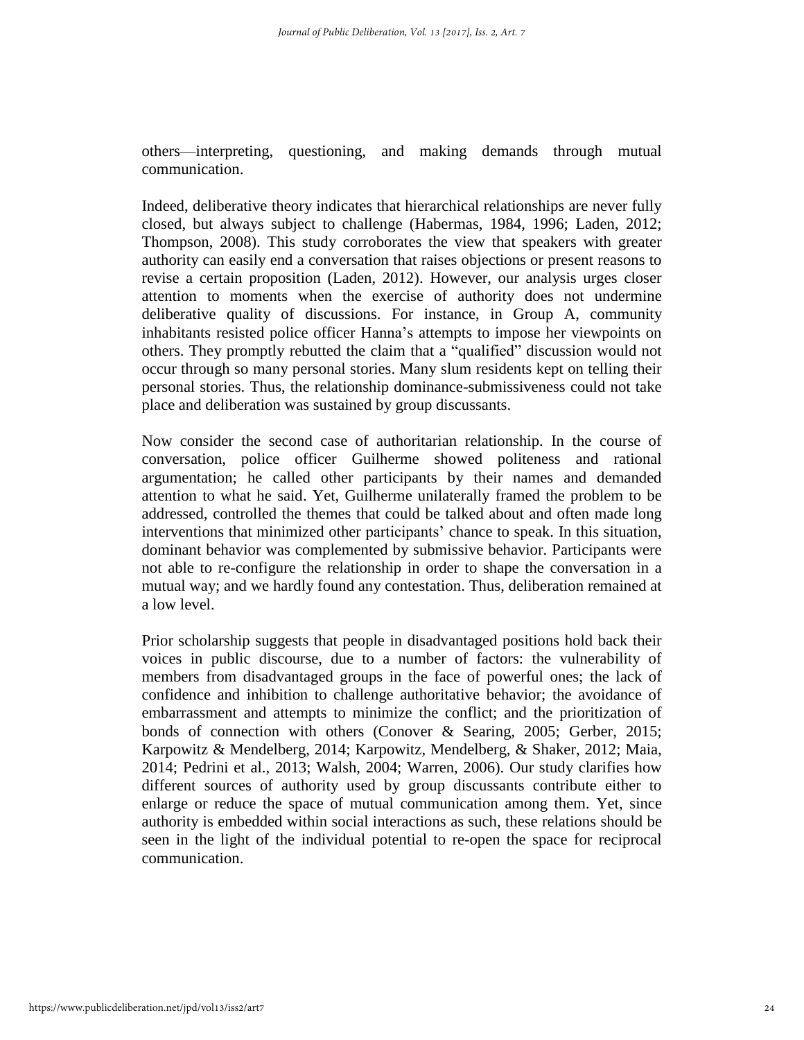others—interpreting, questioning, and making demands through mutual communication.

Indeed, deliberative theory indicates that hierarchical relationships are never fully closed, but always subject to challenge (Habermas, 1984, 1996; Laden, 2012; Thompson, 2008). This study corroborates the view that speakers with greater authority can easily end a conversation that raises objections or present reasons to revise a certain proposition (Laden, 2012). However, our analysis urges closer attention to moments when the exercise of authority does not undermine deliberative quality of discussions. For instance, in Group A, community inhabitants resisted police officer Hanna's attempts to impose her viewpoints on others. They promptly rebutted the claim that a "qualified" discussion would not occur through so many personal stories. Many slum residents kept on telling their personal stories. Thus, the relationship dominance-submissiveness could not take place and deliberation was sustained by group discussants.

Now consider the second case of authoritarian relationship. In the course of conversation, police officer Guilherme showed politeness and rational argumentation; he called other participants by their names and demanded attention to what he said. Yet, Guilherme unilaterally framed the problem to be addressed, controlled the themes that could be talked about and often made long interventions that minimized other participants' chance to speak. In this situation, dominant behavior was complemented by submissive behavior. Participants were not able to re-configure the relationship in order to shape the conversation in a mutual way; and we hardly found any contestation. Thus, deliberation remained at a low level.

Prior scholarship suggests that people in disadvantaged positions hold back their voices in public discourse, due to a number of factors: the vulnerability of members from disadvantaged groups in the face of powerful ones; the lack of confidence and inhibition to challenge authoritative behavior; the avoidance of embarrassment and attempts to minimize the conflict; and the prioritization of bonds of connection with others (Conover & Searing, 2005; Gerber, 2015; Karpowitz & Mendelberg, 2014; Karpowitz, Mendelberg, & Shaker, 2012; Maia, 2014; Pedrini et al., 2013; Walsh, 2004; Warren, 2006). Our study clarifies how different sources of authority used by group discussants contribute either to enlarge or reduce the space of mutual communication among them. Yet, since authority is embedded within social interactions as such, these relations should be seen in the light of the individual potential to re-open the space for reciprocal communication.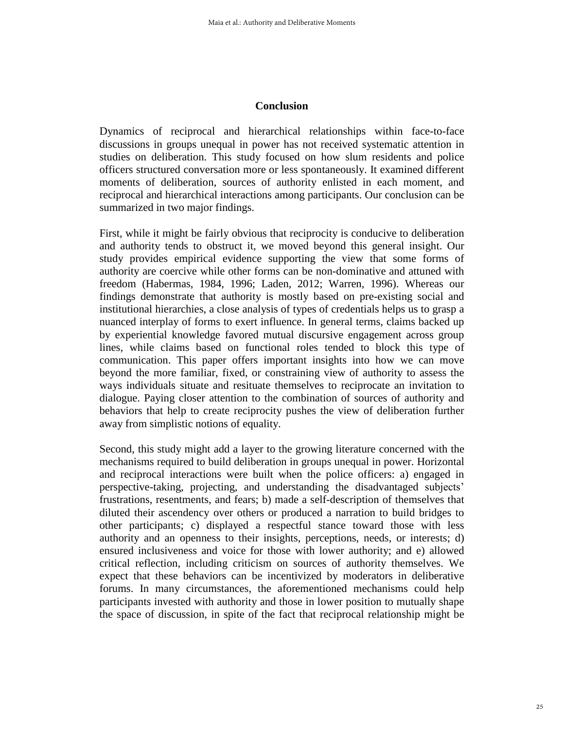## Conclusion

Dynamics of reciprocal and hierarchical relationships within face-to-face discussions in groups unequal in power has not received systematic attention in studies on deliberation. This study focused on how slum residents and police officers structured conversation more or less spontaneously. It examined different moments of deliberation, sources of authority enlisted in each moment, and reciprocal and hierarchical interactions among participants. Our conclusion can be summarized in two major findings.

First, while it might be fairly obvious that reciprocity is conducive to deliberation and authority tends to obstruct it, we moved beyond this general insight. Our study provides empirical evidence supporting the view that some forms of authority are coercive while other forms can be non-dominative and attuned with freedom (Habermas, 1984, 1996; Laden, 2012; Warren, 1996). Whereas our findings demonstrate that authority is mostly based on pre-existing social and institutional hierarchies, a close analysis of types of credentials helps us to grasp a nuanced interplay of forms to exert influence. In general terms, claims backed up by experiential knowledge favored mutual discursive engagement across group lines, while claims based on functional roles tended to block this type of communication. This paper offers important insights into how we can move beyond the more familiar, fixed, or constraining view of authority to assess the ways individuals situate and resituate themselves to reciprocate an invitation to dialogue. Paying closer attention to the combination of sources of authority and behaviors that help to create reciprocity pushes the view of deliberation further away from simplistic notions of equality.

Second, this study might add a layer to the growing literature concerned with the mechanisms required to build deliberation in groups unequal in power. Horizontal and reciprocal interactions were built when the police officers: a) engaged in perspective-taking, projecting, and understanding the disadvantaged subjects' frustrations, resentments, and fears; b) made a self-description of themselves that diluted their ascendency over others or produced a narration to build bridges to other participants; c) displayed a respectful stance toward those with less authority and an openness to their insights, perceptions, needs, or interests; d) ensured inclusiveness and voice for those with lower authority; and e) allowed critical reflection, including criticism on sources of authority themselves. We expect that these behaviors can be incentivized by moderators in deliberative forums. In many circumstances, the aforementioned mechanisms could help participants invested with authority and those in lower position to mutually shape the space of discussion, in spite of the fact that reciprocal relationship might be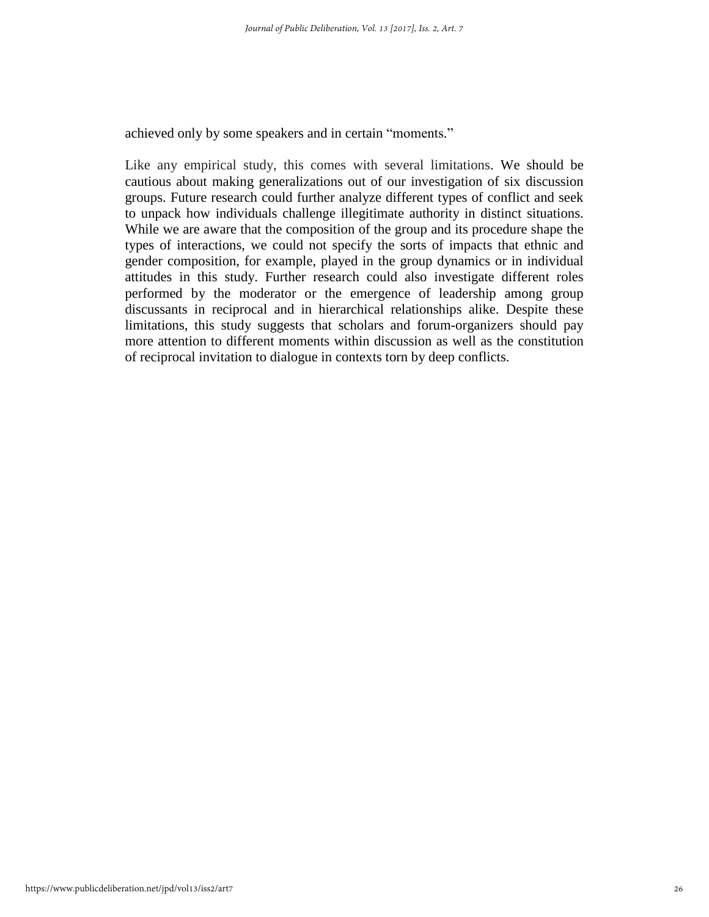achieved only by some speakers and in certain "moments."

Like any empirical study, this comes with several limitations. We should be cautious about making generalizations out of our investigation of six discussion groups. Future research could further analyze different types of conflict and seek to unpack how individuals challenge illegitimate authority in distinct situations. While we are aware that the composition of the group and its procedure shape the types of interactions, we could not specify the sorts of impacts that ethnic and gender composition, for example, played in the group dynamics or in individual attitudes in this study. Further research could also investigate different roles performed by the moderator or the emergence of leadership among group discussants in reciprocal and in hierarchical relationships alike. Despite these limitations, this study suggests that scholars and forum-organizers should pay more attention to different moments within discussion as well as the constitution of reciprocal invitation to dialogue in contexts torn by deep conflicts.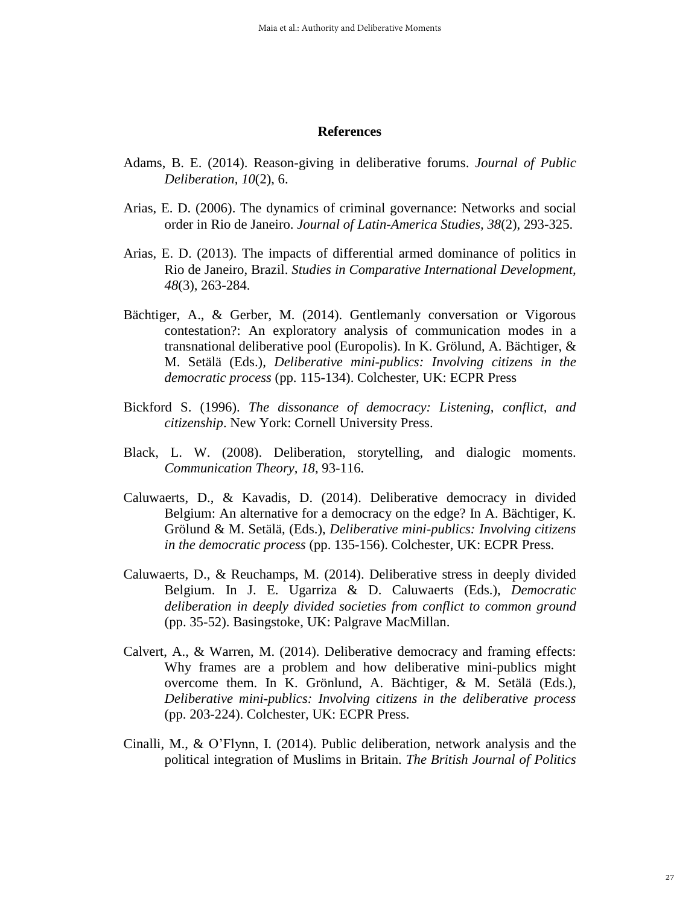## References

Adams, B. E. (2014). Reason-giving in deliberative forums. *Journal of Public Deliberation, 10*(2), 6.

Arias, E. D. (2006). The dynamics of criminal governance: Networks and social order in Rio de Janeiro. *Journal of Latin-America Studies, 38*(2), 293-325.

Arias, E. D. (2013). The impacts of differential armed dominance of politics in Rio de Janeiro, Brazil. *Studies in Comparative International Development, 48*(3), 263-284.

Bächtiger, A., & Gerber, M. (2014). Gentlemanly conversation or Vigorous contestation?: An exploratory analysis of communication modes in a transnational deliberative pool (Europolis). In K. Grölund, A. Bächtiger, & M. Setälä (Eds.), *Deliberative mini-publics: Involving citizens in the democratic process* (pp. 115-134). Colchester, UK: ECPR Press

Bickford S. (1996). *The dissonance of democracy: Listening, conflict, and citizenship*. New York: Cornell University Press.

Black, L. W. (2008). Deliberation, storytelling, and dialogic moments. *Communication Theory, 18*, 93-116.

Caluwaerts, D., & Kavadis, D. (2014). Deliberative democracy in divided Belgium: An alternative for a democracy on the edge? In A. Bächtiger, K. Grölund & M. Setälä, (Eds.), *Deliberative mini-publics: Involving citizens in the democratic process* (pp. 135-156). Colchester, UK: ECPR Press.

Caluwaerts, D., & Reuchamps, M. (2014). Deliberative stress in deeply divided Belgium. In J. E. Ugarriza & D. Caluwaerts (Eds.), *Democratic deliberation in deeply divided societies from conflict to common ground* (pp. 35-52). Basingstoke, UK: Palgrave MacMillan.

Calvert, A., & Warren, M. (2014). Deliberative democracy and framing effects: Why frames are a problem and how deliberative mini-publics might overcome them. In K. Grönlund, A. Bächtiger, & M. Setälä (Eds.), *Deliberative mini-publics: Involving citizens in the deliberative process* (pp. 203-224). Colchester, UK: ECPR Press.

Cinalli, M., & O'Flynn, I. (2014). Public deliberation, network analysis and the political integration of Muslims in Britain. *The British Journal of Politics*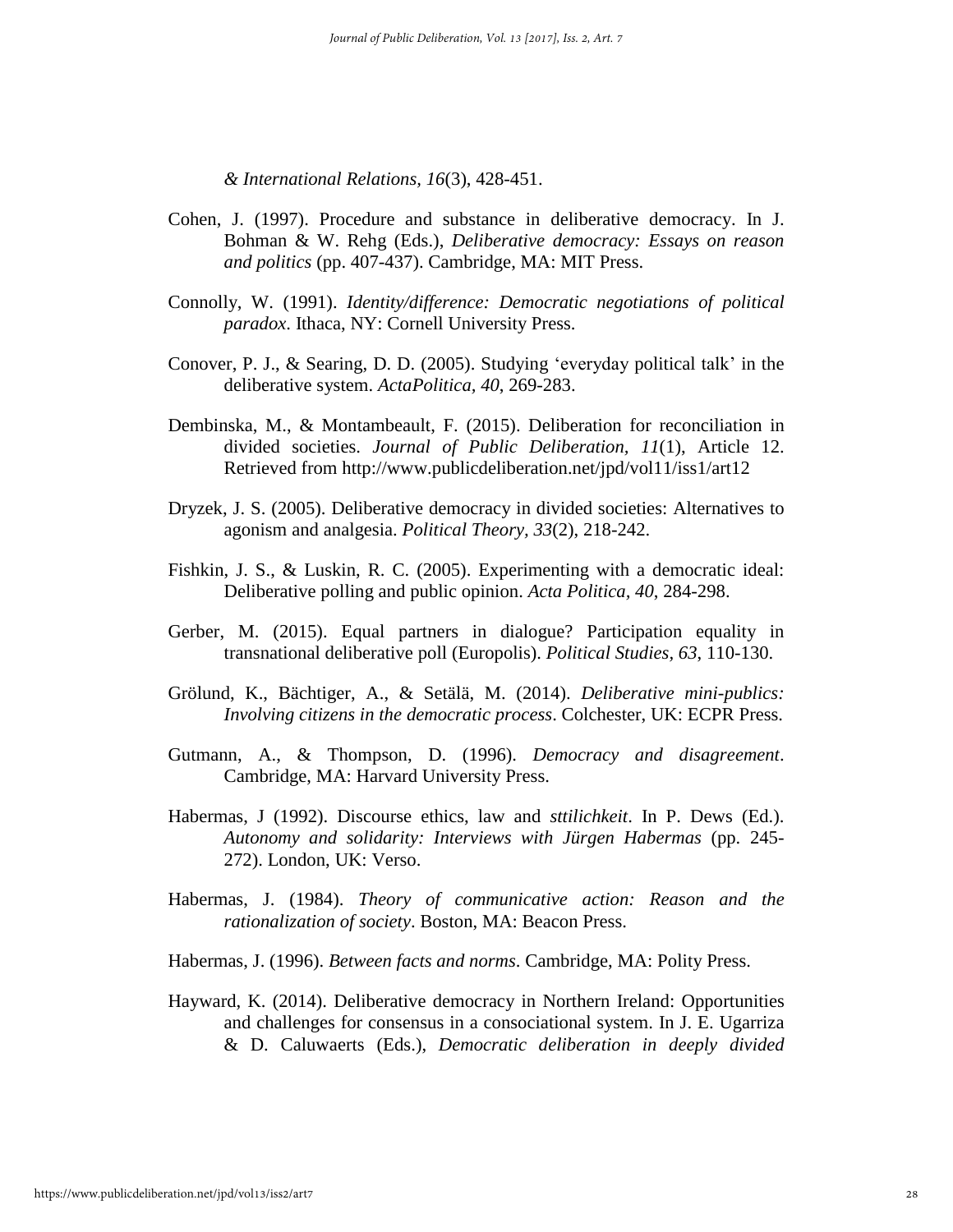*& International Relations, 16*(3), 428-451.

Cohen, J. (1997). Procedure and substance in deliberative democracy. In J. Bohman & W. Rehg (Eds.), *Deliberative democracy: Essays on reason and politics* (pp. 407-437). Cambridge, MA: MIT Press.

Connolly, W. (1991). *Identity/difference: Democratic negotiations of political paradox*. Ithaca, NY: Cornell University Press.

Conover, P. J., & Searing, D. D. (2005). Studying 'everyday political talk' in the deliberative system. *ActaPolitica, 40*, 269-283.

Dembinska, M., & Montambeault, F. (2015). Deliberation for reconciliation in divided societies. *Journal of Public Deliberation, 11*(1), Article 12. Retrieved from http://www.publicdeliberation.net/jpd/vol11/iss1/art12

Dryzek, J. S. (2005). Deliberative democracy in divided societies: Alternatives to agonism and analgesia. *Political Theory, 33*(2), 218-242.

Fishkin, J. S., & Luskin, R. C. (2005). Experimenting with a democratic ideal: Deliberative polling and public opinion. *Acta Politica, 40*, 284-298.

Gerber, M. (2015). Equal partners in dialogue? Participation equality in transnational deliberative poll (Europolis). *Political Studies, 63*, 110-130.

Grölund, K., Bächtiger, A., & Setälä, M. (2014). *Deliberative mini-publics: Involving citizens in the democratic process*. Colchester, UK: ECPR Press.

Gutmann, A., & Thompson, D. (1996). *Democracy and disagreement*. Cambridge, MA: Harvard University Press.

Habermas, J (1992). Discourse ethics, law and *sttilichkeit*. In P. Dews (Ed.). *Autonomy and solidarity: Interviews with Jürgen Habermas* (pp. 245-272). London, UK: Verso.

Habermas, J. (1984). *Theory of communicative action: Reason and the rationalization of society*. Boston, MA: Beacon Press.

Habermas, J. (1996). *Between facts and norms*. Cambridge, MA: Polity Press.

Hayward, K. (2014). Deliberative democracy in Northern Ireland: Opportunities and challenges for consensus in a consociational system. In J. E. Ugarriza & D. Caluwaerts (Eds.), *Democratic deliberation in deeply divided*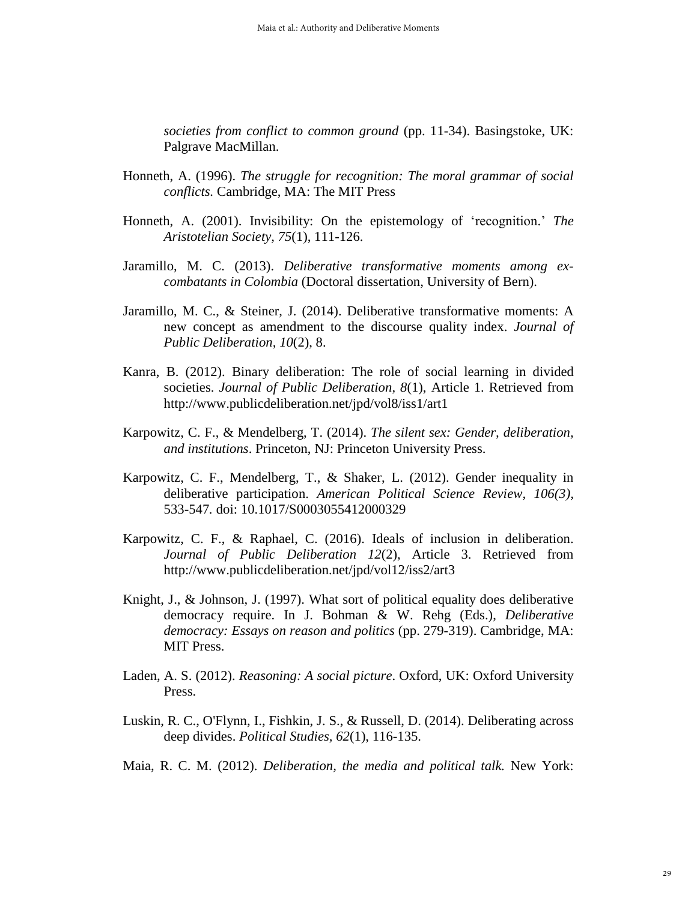*societies from conflict to common ground* (pp. 11-34). Basingstoke, UK: Palgrave MacMillan.

Honneth, A. (1996). *The struggle for recognition: The moral grammar of social conflicts.* Cambridge, MA: The MIT Press

Honneth, A. (2001). Invisibility: On the epistemology of 'recognition.' *The Aristotelian Society, 75*(1), 111-126.

Jaramillo, M. C. (2013). *Deliberative transformative moments among ex-combatants in Colombia* (Doctoral dissertation, University of Bern).

Jaramillo, M. C., & Steiner, J. (2014). Deliberative transformative moments: A new concept as amendment to the discourse quality index. *Journal of Public Deliberation, 10*(2), 8.

Kanra, B. (2012). Binary deliberation: The role of social learning in divided societies. *Journal of Public Deliberation, 8*(1), Article 1. Retrieved from http://www.publicdeliberation.net/jpd/vol8/iss1/art1

Karpowitz, C. F., & Mendelberg, T. (2014). *The silent sex: Gender, deliberation, and institutions*. Princeton, NJ: Princeton University Press.

Karpowitz, C. F., Mendelberg, T., & Shaker, L. (2012). Gender inequality in deliberative participation. *American Political Science Review, 106(3),* 533-547. doi: 10.1017/S0003055412000329

Karpowitz, C. F., & Raphael, C. (2016). Ideals of inclusion in deliberation. *Journal of Public Deliberation 12*(2), Article 3. Retrieved from http://www.publicdeliberation.net/jpd/vol12/iss2/art3

Knight, J., & Johnson, J. (1997). What sort of political equality does deliberative democracy require. In J. Bohman & W. Rehg (Eds.), *Deliberative democracy: Essays on reason and politics* (pp. 279-319). Cambridge, MA: MIT Press.

Laden, A. S. (2012). *Reasoning: A social picture*. Oxford, UK: Oxford University Press.

Luskin, R. C., O'Flynn, I., Fishkin, J. S., & Russell, D. (2014). Deliberating across deep divides. *Political Studies, 62*(1), 116-135.

Maia, R. C. M. (2012). *Deliberation, the media and political talk.* New York: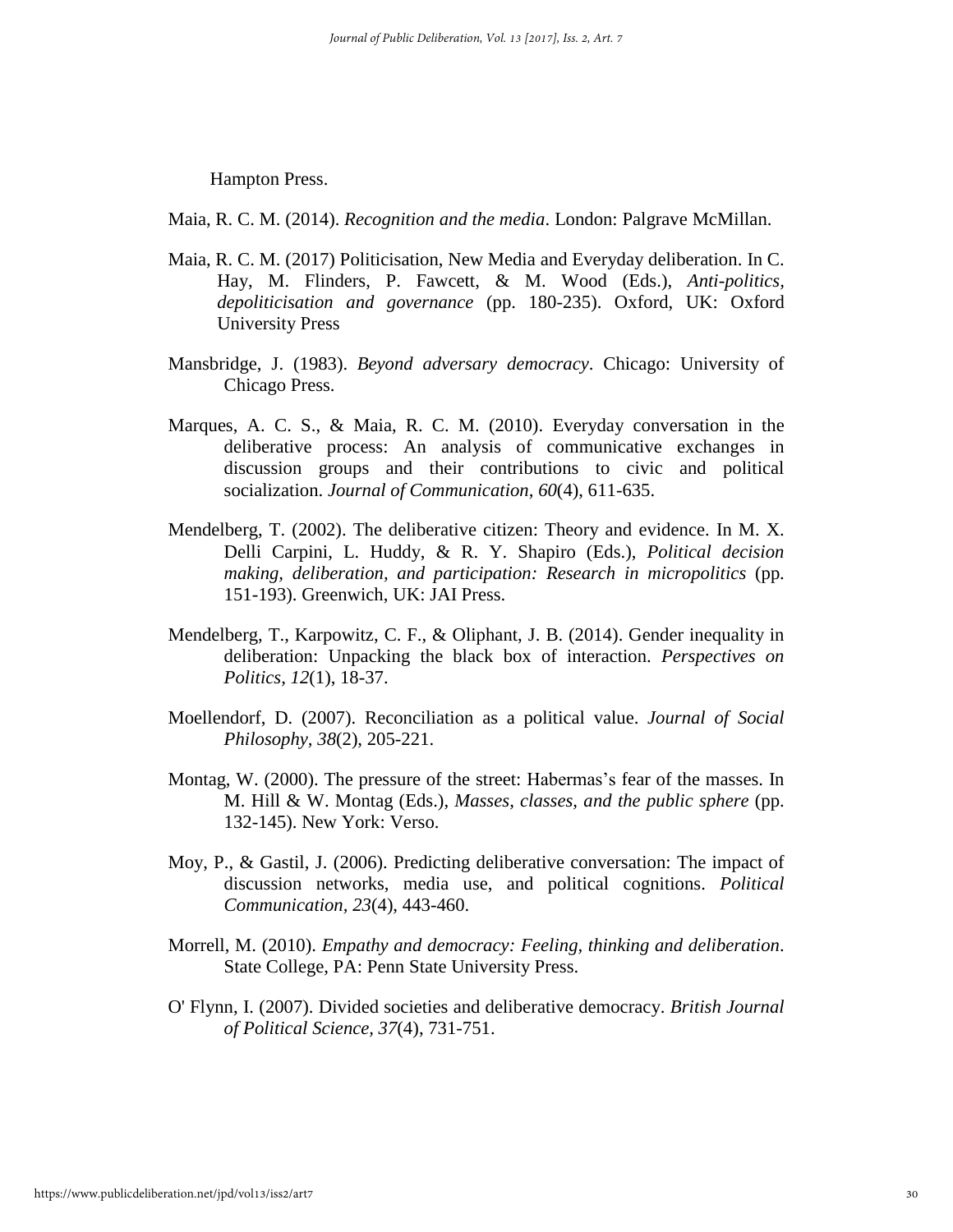Hampton Press.

Maia, R. C. M. (2014). *Recognition and the media*. London: Palgrave McMillan.

Maia, R. C. M. (2017) Politicisation, New Media and Everyday deliberation. In C. Hay, M. Flinders, P. Fawcett, & M. Wood (Eds.), *Anti-politics, depoliticisation and governance* (pp. 180-235). Oxford, UK: Oxford University Press

Mansbridge, J. (1983). *Beyond adversary democracy*. Chicago: University of Chicago Press.

Marques, A. C. S., & Maia, R. C. M. (2010). Everyday conversation in the deliberative process: An analysis of communicative exchanges in discussion groups and their contributions to civic and political socialization. *Journal of Communication, 60*(4), 611-635.

Mendelberg, T. (2002). The deliberative citizen: Theory and evidence. In M. X. Delli Carpini, L. Huddy, & R. Y. Shapiro (Eds.), *Political decision making, deliberation, and participation: Research in micropolitics* (pp. 151-193). Greenwich, UK: JAI Press.

Mendelberg, T., Karpowitz, C. F., & Oliphant, J. B. (2014). Gender inequality in deliberation: Unpacking the black box of interaction. *Perspectives on Politics, 12*(1), 18-37.

Moellendorf, D. (2007). Reconciliation as a political value. *Journal of Social Philosophy, 38*(2), 205-221.

Montag, W. (2000). The pressure of the street: Habermas's fear of the masses. In M. Hill & W. Montag (Eds.), *Masses, classes, and the public sphere* (pp. 132-145). New York: Verso.

Moy, P., & Gastil, J. (2006). Predicting deliberative conversation: The impact of discussion networks, media use, and political cognitions. *Political Communication, 23*(4), 443-460.

Morrell, M. (2010). *Empathy and democracy: Feeling, thinking and deliberation*. State College, PA: Penn State University Press.

O' Flynn, I. (2007). Divided societies and deliberative democracy. *British Journal of Political Science, 37*(4), 731-751.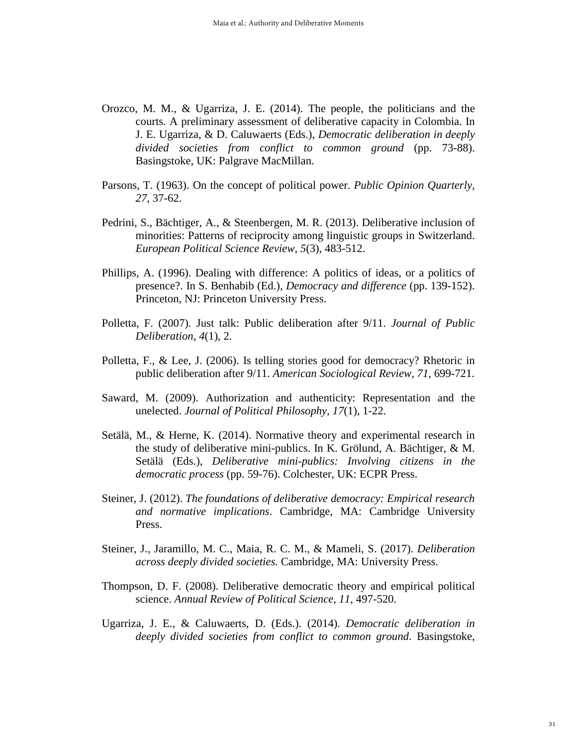Orozco, M. M., & Ugarriza, J. E. (2014). The people, the politicians and the courts. A preliminary assessment of deliberative capacity in Colombia. In J. E. Ugarriza, & D. Caluwaerts (Eds.), *Democratic deliberation in deeply divided societies from conflict to common ground* (pp. 73-88). Basingstoke, UK: Palgrave MacMillan.

Parsons, T. (1963). On the concept of political power. *Public Opinion Quarterly, 27*, 37-62.

Pedrini, S., Bächtiger, A., & Steenbergen, M. R. (2013). Deliberative inclusion of minorities: Patterns of reciprocity among linguistic groups in Switzerland. *European Political Science Review*, *5*(3), 483-512.

Phillips, A. (1996). Dealing with difference: A politics of ideas, or a politics of presence?. In S. Benhabib (Ed.), *Democracy and difference* (pp. 139-152). Princeton, NJ: Princeton University Press.

Polletta, F. (2007). Just talk: Public deliberation after 9/11. *Journal of Public Deliberation, 4*(1), 2.

Polletta, F., & Lee, J. (2006). Is telling stories good for democracy? Rhetoric in public deliberation after 9/11. *American Sociological Review, 71*, 699-721.

Saward, M. (2009). Authorization and authenticity: Representation and the unelected. *Journal of Political Philosophy, 17*(1), 1-22.

Setälä, M., & Herne, K. (2014). Normative theory and experimental research in the study of deliberative mini-publics. In K. Grölund, A. Bächtiger, & M. Setälä (Eds.), *Deliberative mini-publics: Involving citizens in the democratic process* (pp. 59-76). Colchester, UK: ECPR Press.

Steiner, J. (2012). *The foundations of deliberative democracy: Empirical research and normative implications*. Cambridge, MA: Cambridge University Press.

Steiner, J., Jaramillo, M. C., Maia, R. C. M., & Mameli, S. (2017). *Deliberation across deeply divided societies.* Cambridge, MA: University Press.

Thompson, D. F. (2008). Deliberative democratic theory and empirical political science. *Annual Review of Political Science, 11*, 497-520.

Ugarriza, J. E., & Caluwaerts, D. (Eds.). (2014). *Democratic deliberation in deeply divided societies from conflict to common ground*. Basingstoke,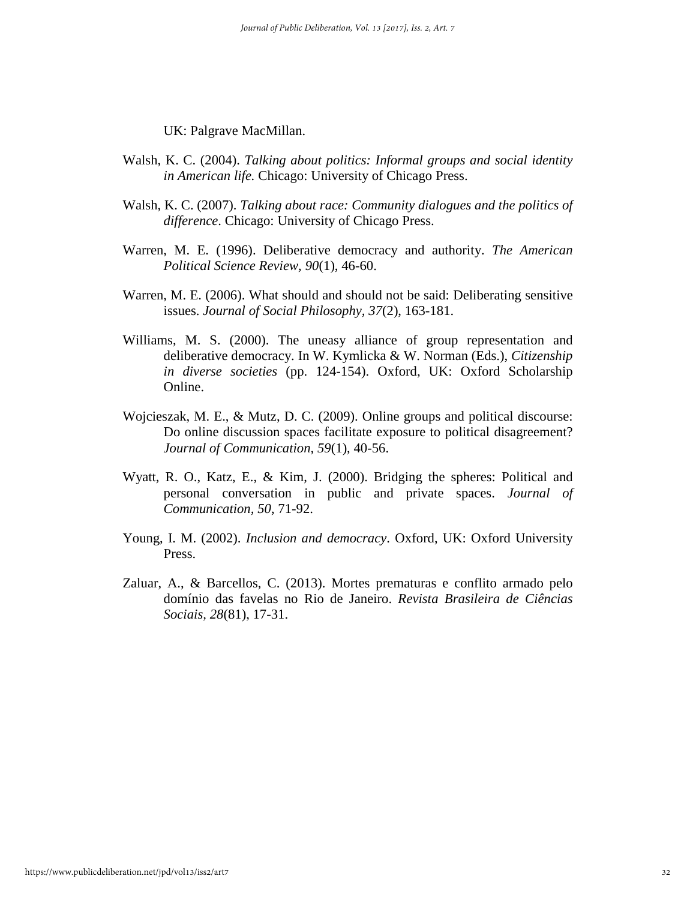UK: Palgrave MacMillan.

Walsh, K. C. (2004). *Talking about politics: Informal groups and social identity in American life.* Chicago: University of Chicago Press.

Walsh, K. C. (2007). *Talking about race: Community dialogues and the politics of difference*. Chicago: University of Chicago Press.

Warren, M. E. (1996). Deliberative democracy and authority. *The American Political Science Review, 90*(1), 46-60.

Warren, M. E. (2006). What should and should not be said: Deliberating sensitive issues. *Journal of Social Philosophy, 37*(2), 163-181.

Williams, M. S. (2000). The uneasy alliance of group representation and deliberative democracy. In W. Kymlicka & W. Norman (Eds.), *Citizenship in diverse societies* (pp. 124-154). Oxford, UK: Oxford Scholarship Online.

Wojcieszak, M. E., & Mutz, D. C. (2009). Online groups and political discourse: Do online discussion spaces facilitate exposure to political disagreement? *Journal of Communication*, *59*(1), 40-56.

Wyatt, R. O., Katz, E., & Kim, J. (2000). Bridging the spheres: Political and personal conversation in public and private spaces. *Journal of Communication, 50*, 71-92.

Young, I. M. (2002). *Inclusion and democracy*. Oxford, UK: Oxford University Press.

Zaluar, A., & Barcellos, C. (2013). Mortes prematuras e conflito armado pelo domínio das favelas no Rio de Janeiro. *Revista Brasileira de Ciências Sociais*, *28*(81), 17-31.